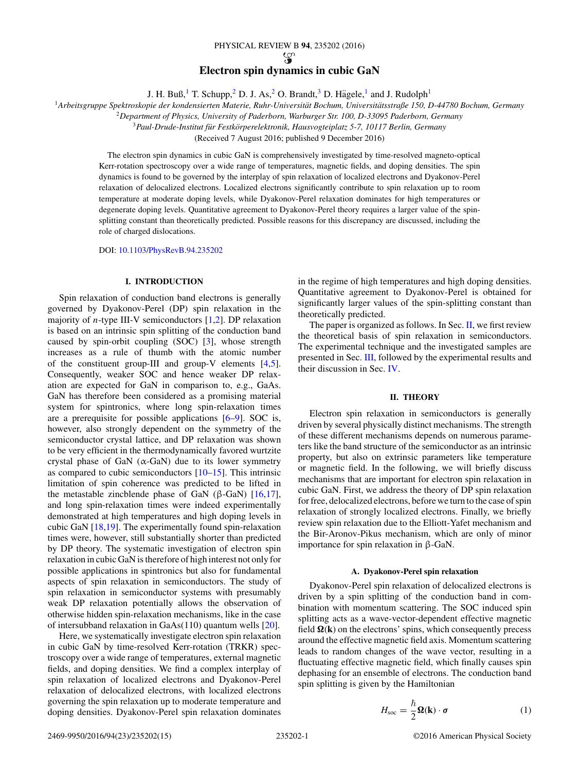# Electron spin dynamics in cubic GaN

J. H. Buß,[1] T. Schupp,[2] D. J. As,[2] O. Brandt,[3] D. Hägele,[1] and J. Rudolph[1]

[1]*Arbeitsgruppe Spektroskopie der kondensierten Materie, Ruhr-Universität Bochum, Universitätsstraße 150, D-44780 Bochum, Germany*
[2]*Department of Physics, University of Paderborn, Warburger Str. 100, D-33095 Paderborn, Germany*
[3]*Paul-Drude-Institut für Festkörperelektronik, Hausvogteiplatz 5-7, 10117 Berlin, Germany*

(Received 7 August 2016; published 9 December 2016)

The electron spin dynamics in cubic GaN is comprehensively investigated by time-resolved magneto-optical Kerr-rotation spectroscopy over a wide range of temperatures, magnetic fields, and doping densities. The spin dynamics is found to be governed by the interplay of spin relaxation of localized electrons and Dyakonov-Perel relaxation of delocalized electrons. Localized electrons significantly contribute to spin relaxation up to room temperature at moderate doping levels, while Dyakonov-Perel relaxation dominates for high temperatures or degenerate doping levels. Quantitative agreement to Dyakonov-Perel theory requires a larger value of the spin-splitting constant than theoretically predicted. Possible reasons for this discrepancy are discussed, including the role of charged dislocations.

DOI: 10.1103/PhysRevB.94.235202

## I. INTRODUCTION

Spin relaxation of conduction band electrons is generally governed by Dyakonov-Perel (DP) spin relaxation in the majority of *n*-type III-V semiconductors [1,2]. DP relaxation is based on an intrinsic spin splitting of the conduction band caused by spin-orbit coupling (SOC) [3], whose strength increases as a rule of thumb with the atomic number of the constituent group-III and group-V elements [4,5]. Consequently, weaker SOC and hence weaker DP relaxation are expected for GaN in comparison to, e.g., GaAs. GaN has therefore been considered as a promising material system for spintronics, where long spin-relaxation times are a prerequisite for possible applications [6–9]. SOC is, however, also strongly dependent on the symmetry of the semiconductor crystal lattice, and DP relaxation was shown to be very efficient in the thermodynamically favored wurtzite crystal phase of GaN ($\alpha$-GaN) due to its lower symmetry as compared to cubic semiconductors [10–15]. This intrinsic limitation of spin coherence was predicted to be lifted in the metastable zincblende phase of GaN ($\beta$-GaN) [16,17], and long spin-relaxation times were indeed experimentally demonstrated at high temperatures and high doping levels in cubic GaN [18,19]. The experimentally found spin-relaxation times were, however, still substantially shorter than predicted by DP theory. The systematic investigation of electron spin relaxation in cubic GaN is therefore of high interest not only for possible applications in spintronics but also for fundamental aspects of spin relaxation in semiconductors. The study of spin relaxation in semiconductor systems with presumably weak DP relaxation potentially allows the observation of otherwise hidden spin-relaxation mechanisms, like in the case of intersubband relaxation in GaAs(110) quantum wells [20].

Here, we systematically investigate electron spin relaxation in cubic GaN by time-resolved Kerr-rotation (TRKR) spectroscopy over a wide range of temperatures, external magnetic fields, and doping densities. We find a complex interplay of spin relaxation of localized electrons and Dyakonov-Perel relaxation of delocalized electrons, with localized electrons governing the spin relaxation up to moderate temperature and doping densities. Dyakonov-Perel spin relaxation dominates in the regime of high temperatures and high doping densities. Quantitative agreement to Dyakonov-Perel theory is obtained for significantly larger values of the spin-splitting constant than theoretically predicted.

The paper is organized as follows. In Sec. II, we first review the theoretical basis of spin relaxation in semiconductors. The experimental technique and the investigated samples are presented in Sec. III, followed by the experimental results and their discussion in Sec. IV.

## II. THEORY

Electron spin relaxation in semiconductors is generally driven by several physically distinct mechanisms. The strength of these different mechanisms depends on numerous parameters like the band structure of the semiconductor as an intrinsic property, but also on extrinsic parameters like temperature or magnetic field. In the following, we will briefly discuss mechanisms that are important for electron spin relaxation in cubic GaN. First, we address the theory of DP spin relaxation for free, delocalized electrons, before we turn to the case of spin relaxation of strongly localized electrons. Finally, we briefly review spin relaxation due to the Elliott-Yafet mechanism and the Bir-Aronov-Pikus mechanism, which are only of minor importance for spin relaxation in $\beta$-GaN.

### A. Dyakonov-Perel spin relaxation

Dyakonov-Perel spin relaxation of delocalized electrons is driven by a spin splitting of the conduction band in combination with momentum scattering. The SOC induced spin splitting acts as a wave-vector-dependent effective magnetic field $\mathbf{\Omega}(\mathbf{k})$ on the electrons' spins, which consequently precess around the effective magnetic field axis. Momentum scattering leads to random changes of the wave vector, resulting in a fluctuating effective magnetic field, which finally causes spin dephasing for an ensemble of electrons. The conduction band spin splitting is given by the Hamiltonian

$$H_{\text{soc}} = \frac{\hbar}{2}\mathbf{\Omega}(\mathbf{k}) \cdot \boldsymbol{\sigma} \tag{1}$$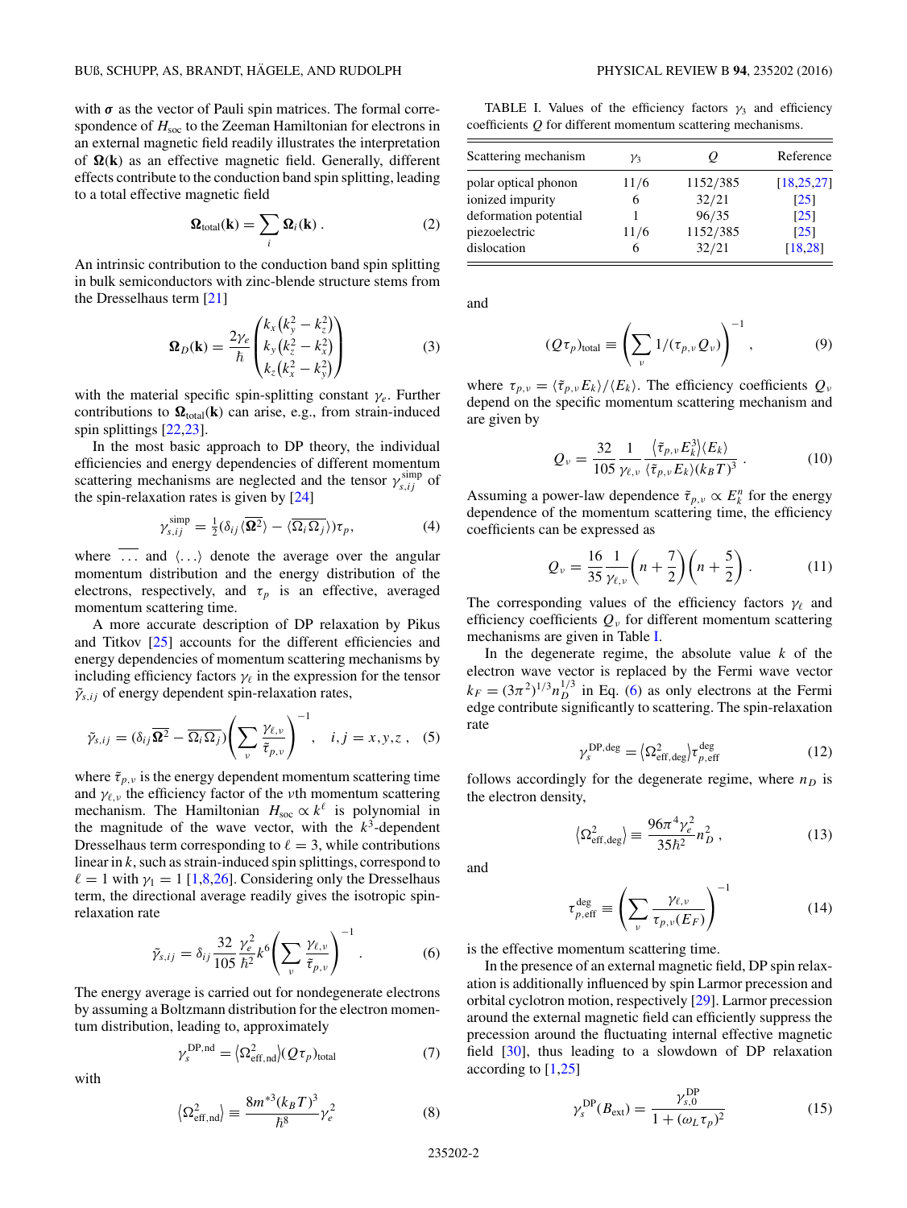with $\boldsymbol{\sigma}$ as the vector of Pauli spin matrices. The formal correspondence of $H_{\rm soc}$ to the Zeeman Hamiltonian for electrons in an external magnetic field readily illustrates the interpretation of $\boldsymbol{\Omega}(\mathbf{k})$ as an effective magnetic field. Generally, different effects contribute to the conduction band spin splitting, leading to a total effective magnetic field

$$\boldsymbol{\Omega}_{\rm total}(\mathbf{k}) = \sum_i \boldsymbol{\Omega}_i(\mathbf{k}) \, . \tag{2}$$

An intrinsic contribution to the conduction band spin splitting in bulk semiconductors with zinc-blende structure stems from the Dresselhaus term [21]

$$\boldsymbol{\Omega}_D(\mathbf{k}) = \frac{2\gamma_e}{\hbar}\begin{pmatrix} k_x\left(k_y^2 - k_z^2\right) \\ k_y\left(k_z^2 - k_x^2\right) \\ k_z\left(k_x^2 - k_y^2\right)\end{pmatrix} \tag{3}$$

with the material specific spin-splitting constant $\gamma_e$. Further contributions to $\boldsymbol{\Omega}_{\rm total}(\mathbf{k})$ can arise, e.g., from strain-induced spin splittings [22,23].

In the most basic approach to DP theory, the individual efficiencies and energy dependencies of different momentum scattering mechanisms are neglected and the tensor $\gamma_{s,ij}^{\rm simp}$ of the spin-relaxation rates is given by [24]

$$\gamma_{s,ij}^{\rm simp} = \tfrac{1}{2}\left(\delta_{ij}\langle\overline{\boldsymbol{\Omega}^2}\rangle - \langle\overline{\Omega_i\Omega_j}\rangle\right)\tau_p, \tag{4}$$

where $\overline{\ldots}$ and $\langle\ldots\rangle$ denote the average over the angular momentum distribution and the energy distribution of the electrons, respectively, and $\tau_p$ is an effective, averaged momentum scattering time.

A more accurate description of DP relaxation by Pikus and Titkov [25] accounts for the different efficiencies and energy dependencies of momentum scattering mechanisms by including efficiency factors $\gamma_\ell$ in the expression for the tensor $\tilde{\gamma}_{s,ij}$ of energy dependent spin-relaxation rates,

$$\tilde{\gamma}_{s,ij} = \left(\delta_{ij}\overline{\boldsymbol{\Omega}^2} - \overline{\Omega_i\Omega_j}\right)\left(\sum_\nu \frac{\gamma_{\ell,\nu}}{\tilde{\tau}_{p,\nu}}\right)^{-1}, \quad i,j = x,y,z\,, \tag{5}$$

where $\tilde{\tau}_{p,\nu}$ is the energy dependent momentum scattering time and $\gamma_{\ell,\nu}$ the efficiency factor of the $\nu$th momentum scattering mechanism. The Hamiltonian $H_{\rm soc} \propto k^\ell$ is polynomial in the magnitude of the wave vector, with the $k^3$-dependent Dresselhaus term corresponding to $\ell = 3$, while contributions linear in $k$, such as strain-induced spin splittings, correspond to $\ell = 1$ with $\gamma_1 = 1$ [1,8,26]. Considering only the Dresselhaus term, the directional average readily gives the isotropic spin-relaxation rate

$$\tilde{\gamma}_{s,ij} = \delta_{ij}\frac{32}{105}\frac{\gamma_e^2}{\hbar^2}k^6\left(\sum_\nu \frac{\gamma_{\ell,\nu}}{\tilde{\tau}_{p,\nu}}\right)^{-1}. \tag{6}$$

The energy average is carried out for nondegenerate electrons by assuming a Boltzmann distribution for the electron momentum distribution, leading to, approximately

$$\gamma_s^{\rm DP,nd} = \left\langle\Omega_{\rm eff,nd}^2\right\rangle(Q\tau_p)_{\rm total} \tag{7}$$

with

$$\left\langle\Omega_{\rm eff,nd}^2\right\rangle \equiv \frac{8m^{*3}(k_BT)^3}{\hbar^8}\gamma_e^2 \tag{8}$$

and

$$(Q\tau_p)_{\rm total} \equiv \left(\sum_\nu 1/(\tau_{p,\nu}Q_\nu)\right)^{-1}, \tag{9}$$

where $\tau_{p,\nu} = \langle\tilde{\tau}_{p,\nu}E_k\rangle/\langle E_k\rangle$. The efficiency coefficients $Q_\nu$ depend on the specific momentum scattering mechanism and are given by

$$Q_\nu = \frac{32}{105}\frac{1}{\gamma_{\ell,\nu}}\frac{\left\langle\tilde{\tau}_{p,\nu}E_k^3\right\rangle\langle E_k\rangle}{\langle\tilde{\tau}_{p,\nu}E_k\rangle(k_BT)^3}\,. \tag{10}$$

Assuming a power-law dependence $\tilde{\tau}_{p,\nu} \propto E_k^n$ for the energy dependence of the momentum scattering time, the efficiency coefficients can be expressed as

$$Q_\nu = \frac{16}{35}\frac{1}{\gamma_{\ell,\nu}}\left(n + \frac{7}{2}\right)\left(n + \frac{5}{2}\right). \tag{11}$$

The corresponding values of the efficiency factors $\gamma_\ell$ and efficiency coefficients $Q_\nu$ for different momentum scattering mechanisms are given in Table I.

TABLE I. Values of the efficiency factors $\gamma_3$ and efficiency coefficients $Q$ for different momentum scattering mechanisms.

| Scattering mechanism | $\gamma_3$ | $Q$ | Reference |
|---|---|---|---|
| polar optical phonon | 11/6 | 1152/385 | [18,25,27] |
| ionized impurity | 6 | 32/21 | [25] |
| deformation potential | 1 | 96/35 | [25] |
| piezoelectric | 11/6 | 1152/385 | [25] |
| dislocation | 6 | 32/21 | [18,28] |

In the degenerate regime, the absolute value $k$ of the electron wave vector is replaced by the Fermi wave vector $k_F = (3\pi^2)^{1/3}n_D^{1/3}$ in Eq. (6) as only electrons at the Fermi edge contribute significantly to scattering. The spin-relaxation rate

$$\gamma_s^{\rm DP,deg} = \left\langle\Omega_{\rm eff,deg}^2\right\rangle\tau_{p,\rm eff}^{\rm deg} \tag{12}$$

follows accordingly for the degenerate regime, where $n_D$ is the electron density,

$$\left\langle\Omega_{\rm eff,deg}^2\right\rangle \equiv \frac{96\pi^4\gamma_e^2}{35\hbar^2}n_D^2\,, \tag{13}$$

and

$$\tau_{p,\rm eff}^{\rm deg} \equiv \left(\sum_\nu \frac{\gamma_{\ell,\nu}}{\tau_{p,\nu}(E_F)}\right)^{-1} \tag{14}$$

is the effective momentum scattering time.

In the presence of an external magnetic field, DP spin relaxation is additionally influenced by spin Larmor precession and orbital cyclotron motion, respectively [29]. Larmor precession around the external magnetic field can efficiently suppress the precession around the fluctuating internal effective magnetic field [30], thus leading to a slowdown of DP relaxation according to [1,25]

$$\gamma_s^{\rm DP}(B_{\rm ext}) = \frac{\gamma_{s,0}^{\rm DP}}{1 + (\omega_L\tau_p)^2} \tag{15}$$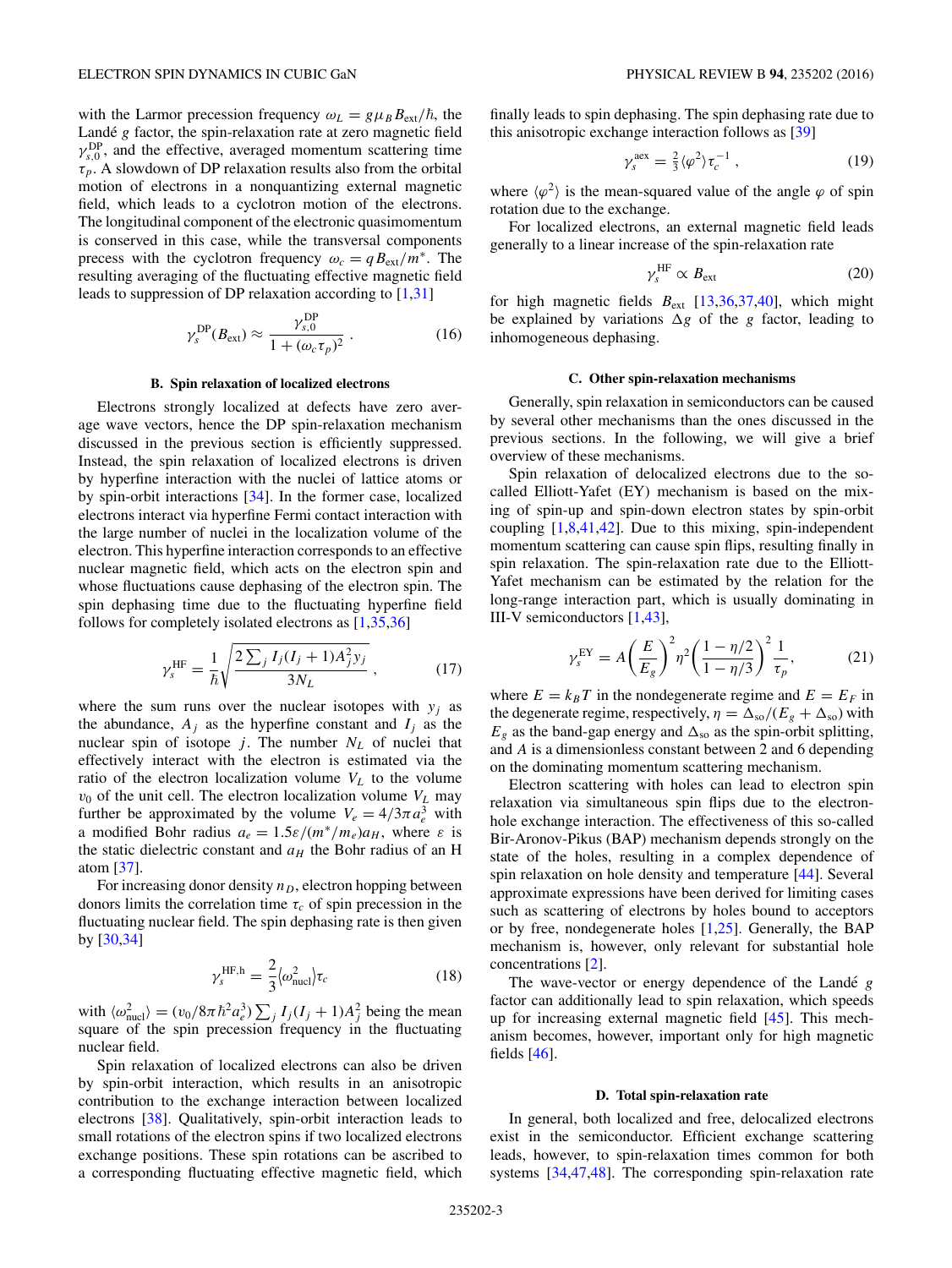with the Larmor precession frequency $\omega_L = g\mu_B B_{\text{ext}}/\hbar$, the Landé $g$ factor, the spin-relaxation rate at zero magnetic field $\gamma_{s,0}^{\text{DP}}$, and the effective, averaged momentum scattering time $\tau_p$. A slowdown of DP relaxation results also from the orbital motion of electrons in a nonquantizing external magnetic field, which leads to a cyclotron motion of the electrons. The longitudinal component of the electronic quasimomentum is conserved in this case, while the transversal components precess with the cyclotron frequency $\omega_c = qB_{\text{ext}}/m^*$. The resulting averaging of the fluctuating effective magnetic field leads to suppression of DP relaxation according to [1,31]

$$\gamma_s^{\text{DP}}(B_{\text{ext}}) \approx \frac{\gamma_{s,0}^{\text{DP}}}{1 + (\omega_c \tau_p)^2}\,. \tag{16}$$

### B. Spin relaxation of localized electrons

Electrons strongly localized at defects have zero average wave vectors, hence the DP spin-relaxation mechanism discussed in the previous section is efficiently suppressed. Instead, the spin relaxation of localized electrons is driven by hyperfine interaction with the nuclei of lattice atoms or by spin-orbit interactions [34]. In the former case, localized electrons interact via hyperfine Fermi contact interaction with the large number of nuclei in the localization volume of the electron. This hyperfine interaction corresponds to an effective nuclear magnetic field, which acts on the electron spin and whose fluctuations cause dephasing of the electron spin. The spin dephasing time due to the fluctuating hyperfine field follows for completely isolated electrons as [1,35,36]

$$\gamma_s^{\text{HF}} = \frac{1}{\hbar}\sqrt{\frac{2\sum_j I_j(I_j+1)A_j^2 y_j}{3N_L}}\,, \tag{17}$$

where the sum runs over the nuclear isotopes with $y_j$ as the abundance, $A_j$ as the hyperfine constant and $I_j$ as the nuclear spin of isotope $j$. The number $N_L$ of nuclei that effectively interact with the electron is estimated via the ratio of the electron localization volume $V_L$ to the volume $v_0$ of the unit cell. The electron localization volume $V_L$ may further be approximated by the volume $V_e = 4/3\pi a_e^3$ with a modified Bohr radius $a_e = 1.5\varepsilon/(m^*/m_e)a_H$, where $\varepsilon$ is the static dielectric constant and $a_H$ the Bohr radius of an H atom [37].

For increasing donor density $n_D$, electron hopping between donors limits the correlation time $\tau_c$ of spin precession in the fluctuating nuclear field. The spin dephasing rate is then given by [30,34]

$$\gamma_s^{\text{HF,h}} = \frac{2}{3}\langle\omega_{\text{nucl}}^2\rangle\tau_c \tag{18}$$

with $\langle\omega_{\text{nucl}}^2\rangle = (v_0/8\pi\hbar^2 a_e^3)\sum_j I_j(I_j+1)A_j^2$ being the mean square of the spin precession frequency in the fluctuating nuclear field.

Spin relaxation of localized electrons can also be driven by spin-orbit interaction, which results in an anisotropic contribution to the exchange interaction between localized electrons [38]. Qualitatively, spin-orbit interaction leads to small rotations of the electron spins if two localized electrons exchange positions. These spin rotations can be ascribed to a corresponding fluctuating effective magnetic field, which finally leads to spin dephasing. The spin dephasing rate due to this anisotropic exchange interaction follows as [39]

$$\gamma_s^{\text{aex}} = \tfrac{2}{3}\langle\varphi^2\rangle\tau_c^{-1}\,, \tag{19}$$

where $\langle\varphi^2\rangle$ is the mean-squared value of the angle $\varphi$ of spin rotation due to the exchange.

For localized electrons, an external magnetic field leads generally to a linear increase of the spin-relaxation rate

$$\gamma_s^{\text{HF}} \propto B_{\text{ext}} \tag{20}$$

for high magnetic fields $B_{\text{ext}}$ [13,36,37,40], which might be explained by variations $\Delta g$ of the $g$ factor, leading to inhomogeneous dephasing.

### C. Other spin-relaxation mechanisms

Generally, spin relaxation in semiconductors can be caused by several other mechanisms than the ones discussed in the previous sections. In the following, we will give a brief overview of these mechanisms.

Spin relaxation of delocalized electrons due to the so-called Elliott-Yafet (EY) mechanism is based on the mixing of spin-up and spin-down electron states by spin-orbit coupling [1,8,41,42]. Due to this mixing, spin-independent momentum scattering can cause spin flips, resulting finally in spin relaxation. The spin-relaxation rate due to the Elliott-Yafet mechanism can be estimated by the relation for the long-range interaction part, which is usually dominating in III-V semiconductors [1,43],

$$\gamma_s^{\text{EY}} = A\left(\frac{E}{E_g}\right)^2 \eta^2 \left(\frac{1-\eta/2}{1-\eta/3}\right)^2 \frac{1}{\tau_p}, \tag{21}$$

where $E = k_B T$ in the nondegenerate regime and $E = E_F$ in the degenerate regime, respectively, $\eta = \Delta_{\text{so}}/(E_g + \Delta_{\text{so}})$ with $E_g$ as the band-gap energy and $\Delta_{\text{so}}$ as the spin-orbit splitting, and $A$ is a dimensionless constant between 2 and 6 depending on the dominating momentum scattering mechanism.

Electron scattering with holes can lead to electron spin relaxation via simultaneous spin flips due to the electron-hole exchange interaction. The effectiveness of this so-called Bir-Aronov-Pikus (BAP) mechanism depends strongly on the state of the holes, resulting in a complex dependence of spin relaxation on hole density and temperature [44]. Several approximate expressions have been derived for limiting cases such as scattering of electrons by holes bound to acceptors or by free, nondegenerate holes [1,25]. Generally, the BAP mechanism is, however, only relevant for substantial hole concentrations [2].

The wave-vector or energy dependence of the Landé $g$ factor can additionally lead to spin relaxation, which speeds up for increasing external magnetic field [45]. This mechanism becomes, however, important only for high magnetic fields [46].

### D. Total spin-relaxation rate

In general, both localized and free, delocalized electrons exist in the semiconductor. Efficient exchange scattering leads, however, to spin-relaxation times common for both systems [34,47,48]. The corresponding spin-relaxation rate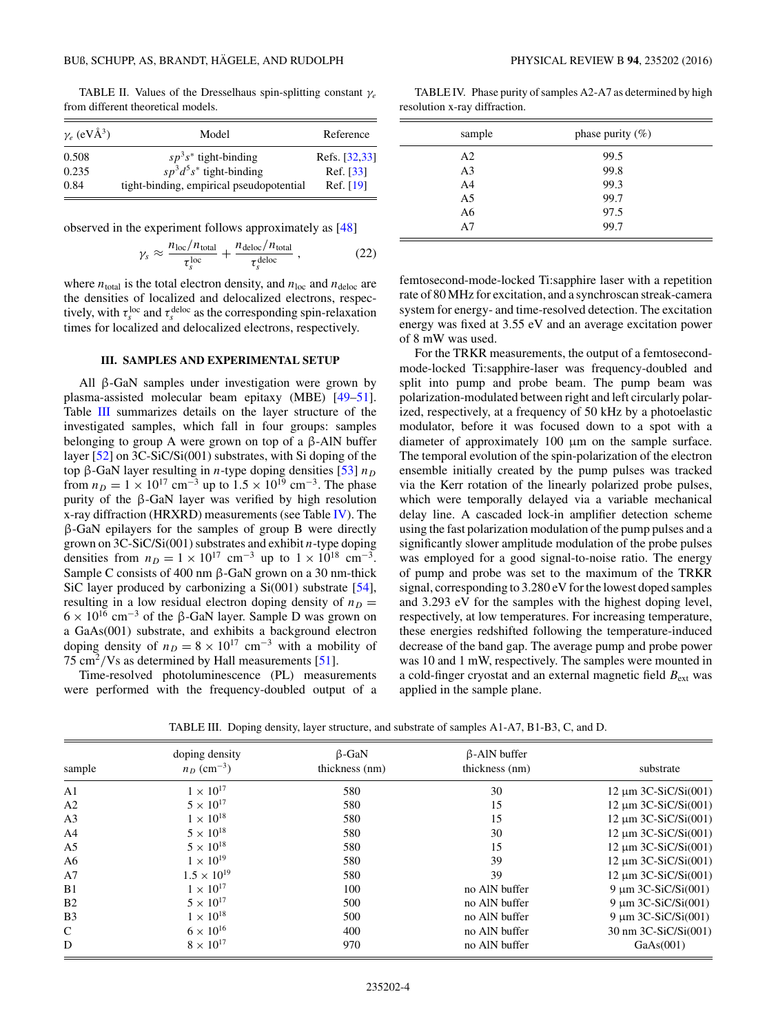TABLE II. Values of the Dresselhaus spin-splitting constant $\gamma_e$ from different theoretical models.

| $\gamma_e$ (eVÅ$^3$) | Model | Reference |
|---|---|---|
| 0.508 | $sp^3s^*$ tight-binding | Refs. [32,33] |
| 0.235 | $sp^3d^5s^*$ tight-binding | Ref. [33] |
| 0.84 | tight-binding, empirical pseudopotential | Ref. [19] |

observed in the experiment follows approximately as [48]

$$\gamma_s \approx \frac{n_{\mathrm{loc}}/n_{\mathrm{total}}}{\tau_s^{\mathrm{loc}}} + \frac{n_{\mathrm{deloc}}/n_{\mathrm{total}}}{\tau_s^{\mathrm{deloc}}}, \tag{22}$$

where $n_{\mathrm{total}}$ is the total electron density, and $n_{\mathrm{loc}}$ and $n_{\mathrm{deloc}}$ are the densities of localized and delocalized electrons, respectively, with $\tau_s^{\mathrm{loc}}$ and $\tau_s^{\mathrm{deloc}}$ as the corresponding spin-relaxation times for localized and delocalized electrons, respectively.

### III. SAMPLES AND EXPERIMENTAL SETUP

All β-GaN samples under investigation were grown by plasma-assisted molecular beam epitaxy (MBE) [49–51]. Table III summarizes details on the layer structure of the investigated samples, which fall in four groups: samples belonging to group A were grown on top of a β-AlN buffer layer [52] on 3C-SiC/Si(001) substrates, with Si doping of the top β-GaN layer resulting in $n$-type doping densities [53] $n_D$ from $n_D = 1 \times 10^{17}$ cm$^{-3}$ up to $1.5 \times 10^{19}$ cm$^{-3}$. The phase purity of the β-GaN layer was verified by high resolution x-ray diffraction (HRXRD) measurements (see Table IV). The β-GaN epilayers for the samples of group B were directly grown on 3C-SiC/Si(001) substrates and exhibit $n$-type doping densities from $n_D = 1 \times 10^{17}$ cm$^{-3}$ up to $1 \times 10^{18}$ cm$^{-3}$. Sample C consists of 400 nm β-GaN grown on a 30 nm-thick SiC layer produced by carbonizing a Si(001) substrate [54], resulting in a low residual electron doping density of $n_D = 6 \times 10^{16}$ cm$^{-3}$ of the β-GaN layer. Sample D was grown on a GaAs(001) substrate, and exhibits a background electron doping density of $n_D = 8 \times 10^{17}$ cm$^{-3}$ with a mobility of 75 cm$^2$/Vs as determined by Hall measurements [51].

Time-resolved photoluminescence (PL) measurements were performed with the frequency-doubled output of a femtosecond-mode-locked Ti:sapphire laser with a repetition rate of 80 MHz for excitation, and a synchroscan streak-camera system for energy- and time-resolved detection. The excitation energy was fixed at 3.55 eV and an average excitation power of 8 mW was used.

For the TRKR measurements, the output of a femtosecond-mode-locked Ti:sapphire-laser was frequency-doubled and split into pump and probe beam. The pump beam was polarization-modulated between right and left circularly polarized, respectively, at a frequency of 50 kHz by a photoelastic modulator, before it was focused down to a spot with a diameter of approximately 100 μm on the sample surface. The temporal evolution of the spin-polarization of the electron ensemble initially created by the pump pulses was tracked via the Kerr rotation of the linearly polarized probe pulses, which were temporally delayed via a variable mechanical delay line. A cascaded lock-in amplifier detection scheme using the fast polarization modulation of the pump pulses and a significantly slower amplitude modulation of the probe pulses was employed for a good signal-to-noise ratio. The energy of pump and probe was set to the maximum of the TRKR signal, corresponding to 3.280 eV for the lowest doped samples and 3.293 eV for the samples with the highest doping level, respectively, at low temperatures. For increasing temperature, these energies redshifted following the temperature-induced decrease of the band gap. The average pump and probe power was 10 and 1 mW, respectively. The samples were mounted in a cold-finger cryostat and an external magnetic field $B_{\mathrm{ext}}$ was applied in the sample plane.

TABLE IV. Phase purity of samples A2-A7 as determined by high resolution x-ray diffraction.

| sample | phase purity (%) |
|---|---|
| A2 | 99.5 |
| A3 | 99.8 |
| A4 | 99.3 |
| A5 | 99.7 |
| A6 | 97.5 |
| A7 | 99.7 |

TABLE III. Doping density, layer structure, and substrate of samples A1-A7, B1-B3, C, and D.

| sample | doping density $n_D$ (cm$^{-3}$) | β-GaN thickness (nm) | β-AlN buffer thickness (nm) | substrate |
|---|---|---|---|---|
| A1 | $1 \times 10^{17}$ | 580 | 30 | 12 μm 3C-SiC/Si(001) |
| A2 | $5 \times 10^{17}$ | 580 | 15 | 12 μm 3C-SiC/Si(001) |
| A3 | $1 \times 10^{18}$ | 580 | 15 | 12 μm 3C-SiC/Si(001) |
| A4 | $5 \times 10^{18}$ | 580 | 30 | 12 μm 3C-SiC/Si(001) |
| A5 | $5 \times 10^{18}$ | 580 | 15 | 12 μm 3C-SiC/Si(001) |
| A6 | $1 \times 10^{19}$ | 580 | 39 | 12 μm 3C-SiC/Si(001) |
| A7 | $1.5 \times 10^{19}$ | 580 | 39 | 12 μm 3C-SiC/Si(001) |
| B1 | $1 \times 10^{17}$ | 100 | no AlN buffer | 9 μm 3C-SiC/Si(001) |
| B2 | $5 \times 10^{17}$ | 500 | no AlN buffer | 9 μm 3C-SiC/Si(001) |
| B3 | $1 \times 10^{18}$ | 500 | no AlN buffer | 9 μm 3C-SiC/Si(001) |
| C | $6 \times 10^{16}$ | 400 | no AlN buffer | 30 nm 3C-SiC/Si(001) |
| D | $8 \times 10^{17}$ | 970 | no AlN buffer | GaAs(001) |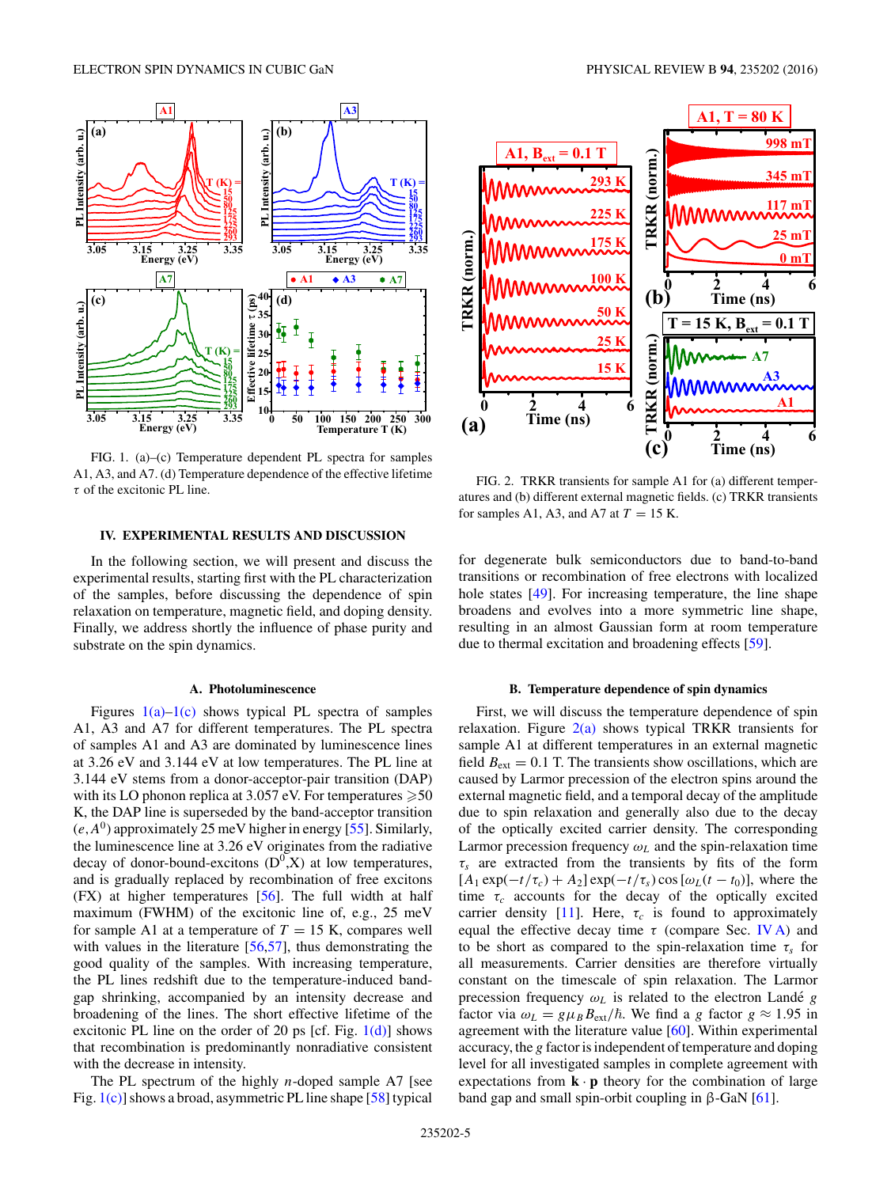FIG. 1. (a)–(c) Temperature dependent PL spectra for samples A1, A3, and A7. (d) Temperature dependence of the effective lifetime $\tau$ of the excitonic PL line.

FIG. 2. TRKR transients for sample A1 for (a) different temperatures and (b) different external magnetic fields. (c) TRKR transients for samples A1, A3, and A7 at $T = 15$ K.

## IV. EXPERIMENTAL RESULTS AND DISCUSSION

In the following section, we will present and discuss the experimental results, starting first with the PL characterization of the samples, before discussing the dependence of spin relaxation on temperature, magnetic field, and doping density. Finally, we address shortly the influence of phase purity and substrate on the spin dynamics.

### A. Photoluminescence

Figures 1(a)–1(c) shows typical PL spectra of samples A1, A3 and A7 for different temperatures. The PL spectra of samples A1 and A3 are dominated by luminescence lines at 3.26 eV and 3.144 eV at low temperatures. The PL line at 3.144 eV stems from a donor-acceptor-pair transition (DAP) with its LO phonon replica at 3.057 eV. For temperatures $\geqslant$50 K, the DAP line is superseded by the band-acceptor transition $(e,A^0)$ approximately 25 meV higher in energy [55]. Similarly, the luminescence line at 3.26 eV originates from the radiative decay of donor-bound-excitons $(D^0,X)$ at low temperatures, and is gradually replaced by recombination of free excitons (FX) at higher temperatures [56]. The full width at half maximum (FWHM) of the excitonic line of, e.g., 25 meV for sample A1 at a temperature of $T = 15$ K, compares well with values in the literature [56,57], thus demonstrating the good quality of the samples. With increasing temperature, the PL lines redshift due to the temperature-induced band-gap shrinking, accompanied by an intensity decrease and broadening of the lines. The short effective lifetime of the excitonic PL line on the order of 20 ps [cf. Fig. 1(d)] shows that recombination is predominantly nonradiative consistent with the decrease in intensity.

The PL spectrum of the highly $n$-doped sample A7 [see Fig. 1(c)] shows a broad, asymmetric PL line shape [58] typical for degenerate bulk semiconductors due to band-to-band transitions or recombination of free electrons with localized hole states [49]. For increasing temperature, the line shape broadens and evolves into a more symmetric line shape, resulting in an almost Gaussian form at room temperature due to thermal excitation and broadening effects [59].

### B. Temperature dependence of spin dynamics

First, we will discuss the temperature dependence of spin relaxation. Figure 2(a) shows typical TRKR transients for sample A1 at different temperatures in an external magnetic field $B_{\text{ext}} = 0.1$ T. The transients show oscillations, which are caused by Larmor precession of the electron spins around the external magnetic field, and a temporal decay of the amplitude due to spin relaxation and generally also due to the decay of the optically excited carrier density. The corresponding Larmor precession frequency $\omega_L$ and the spin-relaxation time $\tau_s$ are extracted from the transients by fits of the form $[A_1 \exp(-t/\tau_c) + A_2] \exp(-t/\tau_s) \cos[\omega_L(t - t_0)]$, where the time $\tau_c$ accounts for the decay of the optically excited carrier density [11]. Here, $\tau_c$ is found to approximately equal the effective decay time $\tau$ (compare Sec. IV A) and to be short as compared to the spin-relaxation time $\tau_s$ for all measurements. Carrier densities are therefore virtually constant on the timescale of spin relaxation. The Larmor precession frequency $\omega_L$ is related to the electron Landé $g$ factor via $\omega_L = g\mu_B B_{\text{ext}}/\hbar$. We find a $g$ factor $g \approx 1.95$ in agreement with the literature value [60]. Within experimental accuracy, the $g$ factor is independent of temperature and doping level for all investigated samples in complete agreement with expectations from $\mathbf{k} \cdot \mathbf{p}$ theory for the combination of large band gap and small spin-orbit coupling in β-GaN [61].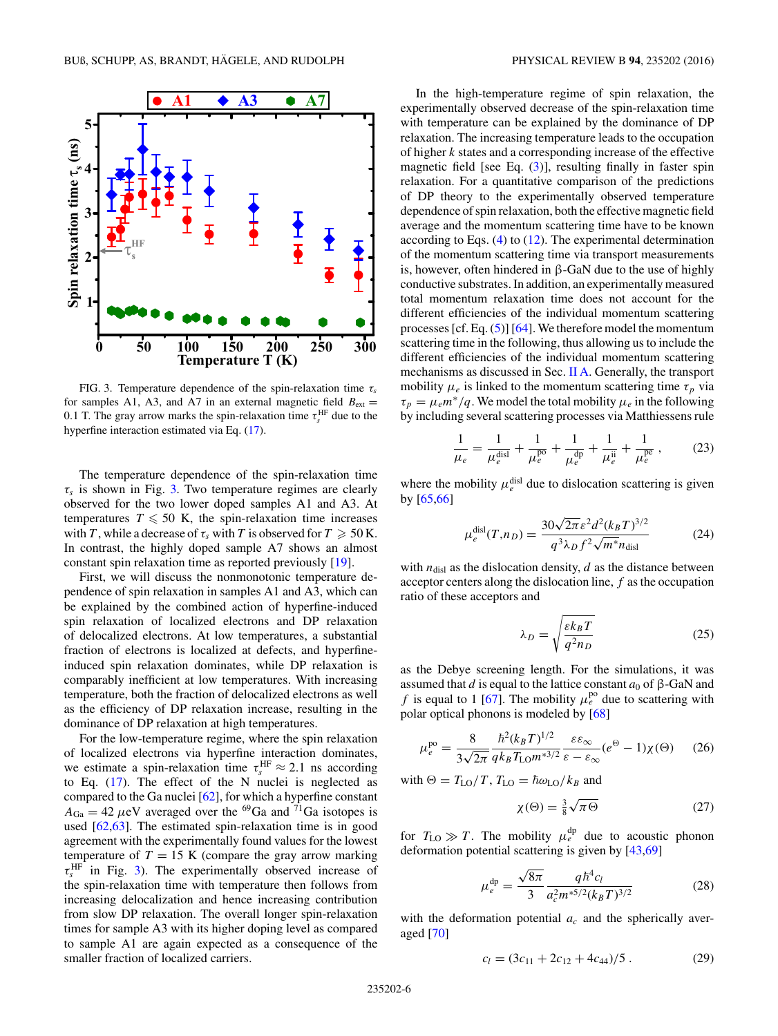FIG. 3. Temperature dependence of the spin-relaxation time $\tau_s$ for samples A1, A3, and A7 in an external magnetic field $B_{\mathrm{ext}} = 0.1$ T. The gray arrow marks the spin-relaxation time $\tau_s^{\mathrm{HF}}$ due to the hyperfine interaction estimated via Eq. (17).

The temperature dependence of the spin-relaxation time $\tau_s$ is shown in Fig. 3. Two temperature regimes are clearly observed for the two lower doped samples A1 and A3. At temperatures $T \leqslant 50$ K, the spin-relaxation time increases with $T$, while a decrease of $\tau_s$ with $T$ is observed for $T \geqslant 50$ K. In contrast, the highly doped sample A7 shows an almost constant spin relaxation time as reported previously [19].

First, we will discuss the nonmonotonic temperature dependence of spin relaxation in samples A1 and A3, which can be explained by the combined action of hyperfine-induced spin relaxation of localized electrons and DP relaxation of delocalized electrons. At low temperatures, a substantial fraction of electrons is localized at defects, and hyperfine-induced spin relaxation dominates, while DP relaxation is comparably inefficient at low temperatures. With increasing temperature, both the fraction of delocalized electrons as well as the efficiency of DP relaxation increase, resulting in the dominance of DP relaxation at high temperatures.

For the low-temperature regime, where the spin relaxation of localized electrons via hyperfine interaction dominates, we estimate a spin-relaxation time $\tau_s^{\mathrm{HF}} \approx 2.1$ ns according to Eq. (17). The effect of the N nuclei is neglected as compared to the Ga nuclei [62], for which a hyperfine constant $A_{\mathrm{Ga}} = 42\ \mu$eV averaged over the $^{69}$Ga and $^{71}$Ga isotopes is used [62,63]. The estimated spin-relaxation time is in good agreement with the experimentally found values for the lowest temperature of $T = 15$ K (compare the gray arrow marking $\tau_s^{\mathrm{HF}}$ in Fig. 3). The experimentally observed increase of the spin-relaxation time with temperature then follows from increasing delocalization and hence increasing contribution from slow DP relaxation. The overall longer spin-relaxation times for sample A3 with its higher doping level as compared to sample A1 are again expected as a consequence of the smaller fraction of localized carriers.

In the high-temperature regime of spin relaxation, the experimentally observed decrease of the spin-relaxation time with temperature can be explained by the dominance of DP relaxation. The increasing temperature leads to the occupation of higher $k$ states and a corresponding increase of the effective magnetic field [see Eq. (3)], resulting finally in faster spin relaxation. For a quantitative comparison of the predictions of DP theory to the experimentally observed temperature dependence of spin relaxation, both the effective magnetic field average and the momentum scattering time have to be known according to Eqs. (4) to (12). The experimental determination of the momentum scattering time via transport measurements is, however, often hindered in β-GaN due to the use of highly conductive substrates. In addition, an experimentally measured total momentum relaxation time does not account for the different efficiencies of the individual momentum scattering processes [cf. Eq. (5)] [64]. We therefore model the momentum scattering time in the following, thus allowing us to include the different efficiencies of the individual momentum scattering mechanisms as discussed in Sec. II A. Generally, the transport mobility $\mu_e$ is linked to the momentum scattering time $\tau_p$ via $\tau_p = \mu_e m^*/q$. We model the total mobility $\mu_e$ in the following by including several scattering processes via Matthiessens rule

$$\frac{1}{\mu_e} = \frac{1}{\mu_e^{\mathrm{disl}}} + \frac{1}{\mu_e^{\mathrm{po}}} + \frac{1}{\mu_e^{\mathrm{dp}}} + \frac{1}{\mu_e^{\mathrm{ii}}} + \frac{1}{\mu_e^{\mathrm{pe}}}, \tag{23}$$

where the mobility $\mu_e^{\mathrm{disl}}$ due to dislocation scattering is given by [65,66]

$$\mu_e^{\mathrm{disl}}(T, n_D) = \frac{30\sqrt{2\pi}\varepsilon^2 d^2 (k_B T)^{3/2}}{q^3 \lambda_D f^2 \sqrt{m^*} n_{\mathrm{disl}}} \tag{24}$$

with $n_{\mathrm{disl}}$ as the dislocation density, $d$ as the distance between acceptor centers along the dislocation line, $f$ as the occupation ratio of these acceptors and

$$\lambda_D = \sqrt{\frac{\varepsilon k_B T}{q^2 n_D}} \tag{25}$$

as the Debye screening length. For the simulations, it was assumed that $d$ is equal to the lattice constant $a_0$ of β-GaN and $f$ is equal to 1 [67]. The mobility $\mu_e^{\mathrm{po}}$ due to scattering with polar optical phonons is modeled by [68]

$$\mu_e^{\mathrm{po}} = \frac{8}{3\sqrt{2\pi}} \frac{\hbar^2 (k_B T)^{1/2}}{q k_B T_{\mathrm{LO}} m^{*3/2}} \frac{\varepsilon \varepsilon_\infty}{\varepsilon - \varepsilon_\infty} (e^{\Theta} - 1)\chi(\Theta) \tag{26}$$

with $\Theta = T_{\mathrm{LO}}/T$, $T_{\mathrm{LO}} = \hbar\omega_{\mathrm{LO}}/k_B$ and

$$\chi(\Theta) = \tfrac{3}{8}\sqrt{\pi\Theta} \tag{27}$$

for $T_{\mathrm{LO}} \gg T$. The mobility $\mu_e^{\mathrm{dp}}$ due to acoustic phonon deformation potential scattering is given by [43,69]

$$\mu_e^{\mathrm{dp}} = \frac{\sqrt{8\pi}}{3} \frac{q\hbar^4 c_l}{a_c^2 m^{*5/2} (k_B T)^{3/2}} \tag{28}$$

with the deformation potential $a_c$ and the spherically averaged [70]

$$c_l = (3c_{11} + 2c_{12} + 4c_{44})/5. \tag{29}$$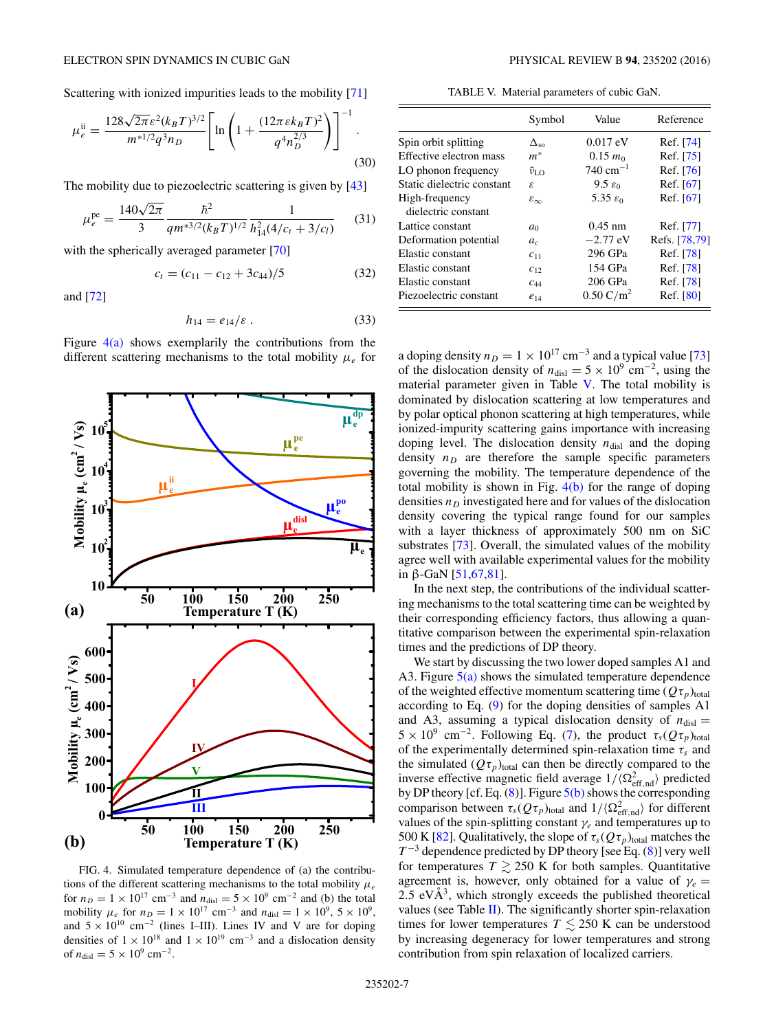Scattering with ionized impurities leads to the mobility [71]

$$\mu_e^{\rm ii} = \frac{128\sqrt{2\pi}\varepsilon^2(k_BT)^{3/2}}{m^{*1/2}q^3n_D}\left[\ln\left(1+\frac{(12\pi\varepsilon k_BT)^2}{q^4n_D^{2/3}}\right)\right]^{-1}. \tag{30}$$

The mobility due to piezoelectric scattering is given by [43]

$$\mu_e^{\rm pe} = \frac{140\sqrt{2\pi}}{3}\frac{\hbar^2}{qm^{*3/2}(k_BT)^{1/2}}\frac{1}{h_{14}^2(4/c_t+3/c_l)} \tag{31}$$

with the spherically averaged parameter [70]

$$c_t = (c_{11}-c_{12}+3c_{44})/5 \tag{32}$$

and [72]

$$h_{14} = e_{14}/\varepsilon\ . \tag{33}$$

Figure 4(a) shows exemplarily the contributions from the different scattering mechanisms to the total mobility $\mu_e$ for a doping density $n_D = 1\times10^{17}$ cm$^{-3}$ and a typical value [73] of the dislocation density of $n_{\rm disl} = 5\times10^9$ cm$^{-2}$, using the material parameter given in Table V. The total mobility is dominated by dislocation scattering at low temperatures and by polar optical phonon scattering at high temperatures, while ionized-impurity scattering gains importance with increasing doping level. The dislocation density $n_{\rm disl}$ and the doping density $n_D$ are therefore the sample specific parameters governing the mobility. The temperature dependence of the total mobility is shown in Fig. 4(b) for the range of doping densities $n_D$ investigated here and for values of the dislocation density covering the typical range found for our samples with a layer thickness of approximately 500 nm on SiC substrates [73]. Overall, the simulated values of the mobility agree well with available experimental values for the mobility in β-GaN [51,67,81].

FIG. 4. Simulated temperature dependence of (a) the contributions of the different scattering mechanisms to the total mobility $\mu_e$ for $n_D = 1\times10^{17}$ cm$^{-3}$ and $n_{\rm disl} = 5\times10^9$ cm$^{-2}$ and (b) the total mobility $\mu_e$ for $n_D = 1\times10^{17}$ cm$^{-3}$ and $n_{\rm disl} = 1\times10^9$, $5\times10^9$, and $5\times10^{10}$ cm$^{-2}$ (lines I–III). Lines IV and V are for doping densities of $1\times10^{18}$ and $1\times10^{19}$ cm$^{-3}$ and a dislocation density of $n_{\rm disl} = 5\times10^9$ cm$^{-2}$.

TABLE V. Material parameters of cubic GaN.

| | Symbol | Value | Reference |
|---|---|---|---|
| Spin orbit splitting | $\Delta_{\rm so}$ | 0.017 eV | Ref. [74] |
| Effective electron mass | $m^*$ | 0.15 $m_0$ | Ref. [75] |
| LO phonon frequency | $\tilde{\nu}_{\rm LO}$ | 740 cm$^{-1}$ | Ref. [76] |
| Static dielectric constant | $\varepsilon$ | 9.5 $\varepsilon_0$ | Ref. [67] |
| High-frequency dielectric constant | $\varepsilon_\infty$ | 5.35 $\varepsilon_0$ | Ref. [67] |
| Lattice constant | $a_0$ | 0.45 nm | Ref. [77] |
| Deformation potential | $a_c$ | −2.77 eV | Refs. [78,79] |
| Elastic constant | $c_{11}$ | 296 GPa | Ref. [78] |
| Elastic constant | $c_{12}$ | 154 GPa | Ref. [78] |
| Elastic constant | $c_{44}$ | 206 GPa | Ref. [78] |
| Piezoelectric constant | $e_{14}$ | 0.50 C/m$^2$ | Ref. [80] |

In the next step, the contributions of the individual scattering mechanisms to the total scattering time can be weighted by their corresponding efficiency factors, thus allowing a quantitative comparison between the experimental spin-relaxation times and the predictions of DP theory.

We start by discussing the two lower doped samples A1 and A3. Figure 5(a) shows the simulated temperature dependence of the weighted effective momentum scattering time $(Q\tau_p)_{\rm total}$ according to Eq. (9) for the doping densities of samples A1 and A3, assuming a typical dislocation density of $n_{\rm disl} = 5\times10^9$ cm$^{-2}$. Following Eq. (7), the product $\tau_s(Q\tau_p)_{\rm total}$ of the experimentally determined spin-relaxation time $\tau_s$ and the simulated $(Q\tau_p)_{\rm total}$ can then be directly compared to the inverse effective magnetic field average $1/\langle\Omega_{\rm eff,nd}^2\rangle$ predicted by DP theory [cf. Eq. (8)]. Figure 5(b) shows the corresponding comparison between $\tau_s(Q\tau_p)_{\rm total}$ and $1/\langle\Omega_{\rm eff,nd}^2\rangle$ for different values of the spin-splitting constant $\gamma_e$ and temperatures up to 500 K [82]. Qualitatively, the slope of $\tau_s(Q\tau_p)_{\rm total}$ matches the $T^{-3}$ dependence predicted by DP theory [see Eq. (8)] very well for temperatures $T \gtrsim 250$ K for both samples. Quantitative agreement is, however, only obtained for a value of $\gamma_e = 2.5$ eVÅ$^3$, which strongly exceeds the published theoretical values (see Table II). The significantly shorter spin-relaxation times for lower temperatures $T \lesssim 250$ K can be understood by increasing degeneracy for lower temperatures and strong contribution from spin relaxation of localized carriers.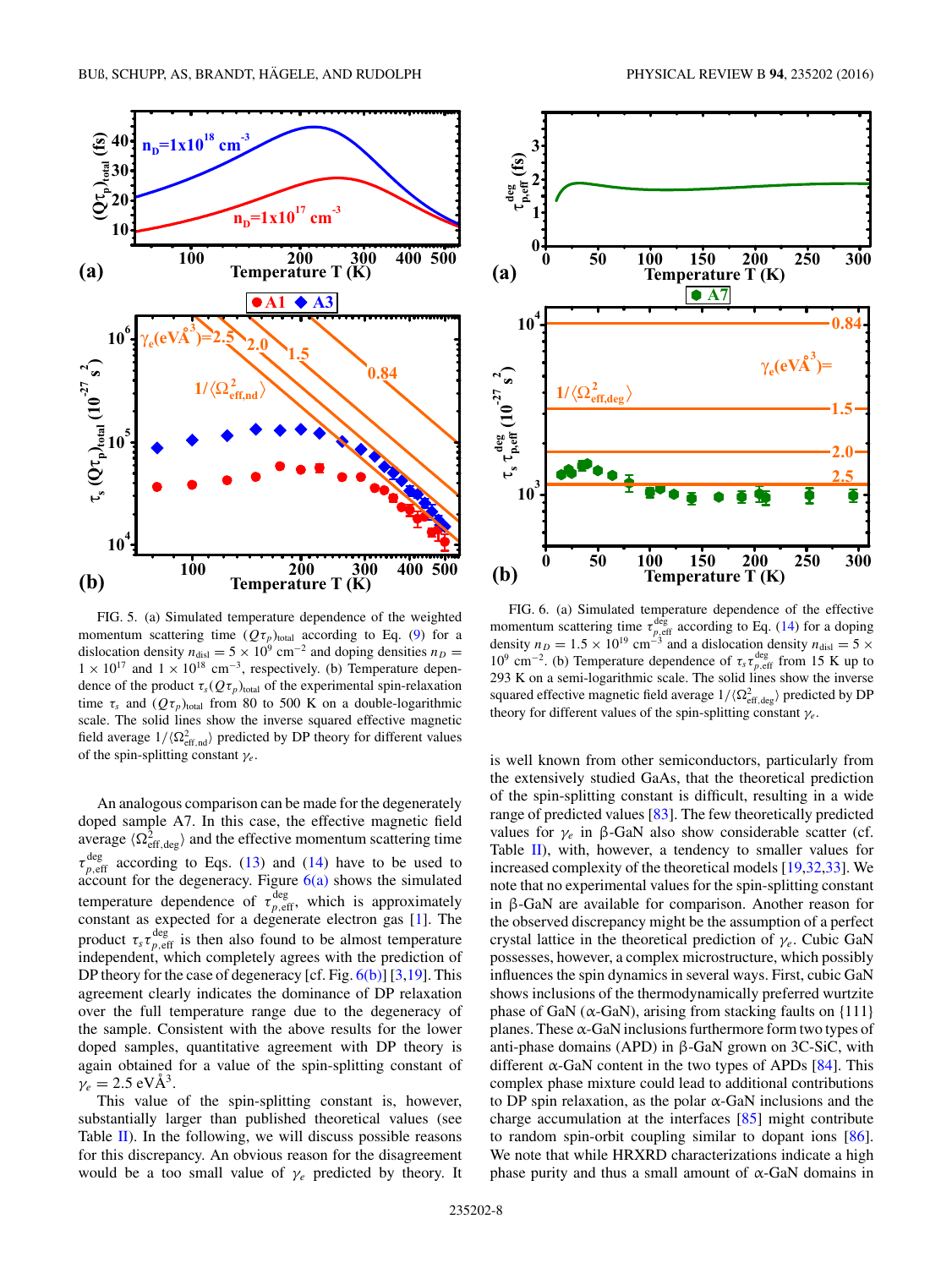FIG. 5. (a) Simulated temperature dependence of the weighted momentum scattering time $(Q\tau_p)_{\text{total}}$ according to Eq. (9) for a dislocation density $n_{\text{disl}} = 5 \times 10^9\ \text{cm}^{-2}$ and doping densities $n_D = 1 \times 10^{17}$ and $1 \times 10^{18}\ \text{cm}^{-3}$, respectively. (b) Temperature dependence of the product $\tau_s (Q\tau_p)_{\text{total}}$ of the experimental spin-relaxation time $\tau_s$ and $(Q\tau_p)_{\text{total}}$ from 80 to 500 K on a double-logarithmic scale. The solid lines show the inverse squared effective magnetic field average $1/\langle \Omega^2_{\text{eff,nd}} \rangle$ predicted by DP theory for different values of the spin-splitting constant $\gamma_e$.

FIG. 6. (a) Simulated temperature dependence of the effective momentum scattering time $\tau^{\text{deg}}_{p,\text{eff}}$ according to Eq. (14) for a doping density $n_D = 1.5 \times 10^{19}\ \text{cm}^{-3}$ and a dislocation density $n_{\text{disl}} = 5 \times 10^9\ \text{cm}^{-2}$. (b) Temperature dependence of $\tau_s \tau^{\text{deg}}_{p,\text{eff}}$ from 15 K up to 293 K on a semi-logarithmic scale. The solid lines show the inverse squared effective magnetic field average $1/\langle \Omega^2_{\text{eff,deg}} \rangle$ predicted by DP theory for different values of the spin-splitting constant $\gamma_e$.

An analogous comparison can be made for the degenerately doped sample A7. In this case, the effective magnetic field average $\langle \Omega^2_{\text{eff,deg}} \rangle$ and the effective momentum scattering time $\tau^{\text{deg}}_{p,\text{eff}}$ according to Eqs. (13) and (14) have to be used to account for the degeneracy. Figure 6(a) shows the simulated temperature dependence of $\tau^{\text{deg}}_{p,\text{eff}}$, which is approximately constant as expected for a degenerate electron gas [1]. The product $\tau_s \tau^{\text{deg}}_{p,\text{eff}}$ is then also found to be almost temperature independent, which completely agrees with the prediction of DP theory for the case of degeneracy [cf. Fig. 6(b)] [3,19]. This agreement clearly indicates the dominance of DP relaxation over the full temperature range due to the degeneracy of the sample. Consistent with the above results for the lower doped samples, quantitative agreement with DP theory is again obtained for a value of the spin-splitting constant of $\gamma_e = 2.5\ \text{eV}\text{Å}^3$.

This value of the spin-splitting constant is, however, substantially larger than published theoretical values (see Table II). In the following, we will discuss possible reasons for this discrepancy. An obvious reason for the disagreement would be a too small value of $\gamma_e$ predicted by theory. It is well known from other semiconductors, particularly from the extensively studied GaAs, that the theoretical prediction of the spin-splitting constant is difficult, resulting in a wide range of predicted values [83]. The few theoretically predicted values for $\gamma_e$ in β-GaN also show considerable scatter (cf. Table II), with, however, a tendency to smaller values for increased complexity of the theoretical models [19,32,33]. We note that no experimental values for the spin-splitting constant in β-GaN are available for comparison. Another reason for the observed discrepancy might be the assumption of a perfect crystal lattice in the theoretical prediction of $\gamma_e$. Cubic GaN possesses, however, a complex microstructure, which possibly influences the spin dynamics in several ways. First, cubic GaN shows inclusions of the thermodynamically preferred wurtzite phase of GaN (α-GaN), arising from stacking faults on {111} planes. These α-GaN inclusions furthermore form two types of anti-phase domains (APD) in β-GaN grown on 3C-SiC, with different α-GaN content in the two types of APDs [84]. This complex phase mixture could lead to additional contributions to DP spin relaxation, as the polar α-GaN inclusions and the charge accumulation at the interfaces [85] might contribute to random spin-orbit coupling similar to dopant ions [86]. We note that while HRXRD characterizations indicate a high phase purity and thus a small amount of α-GaN domains in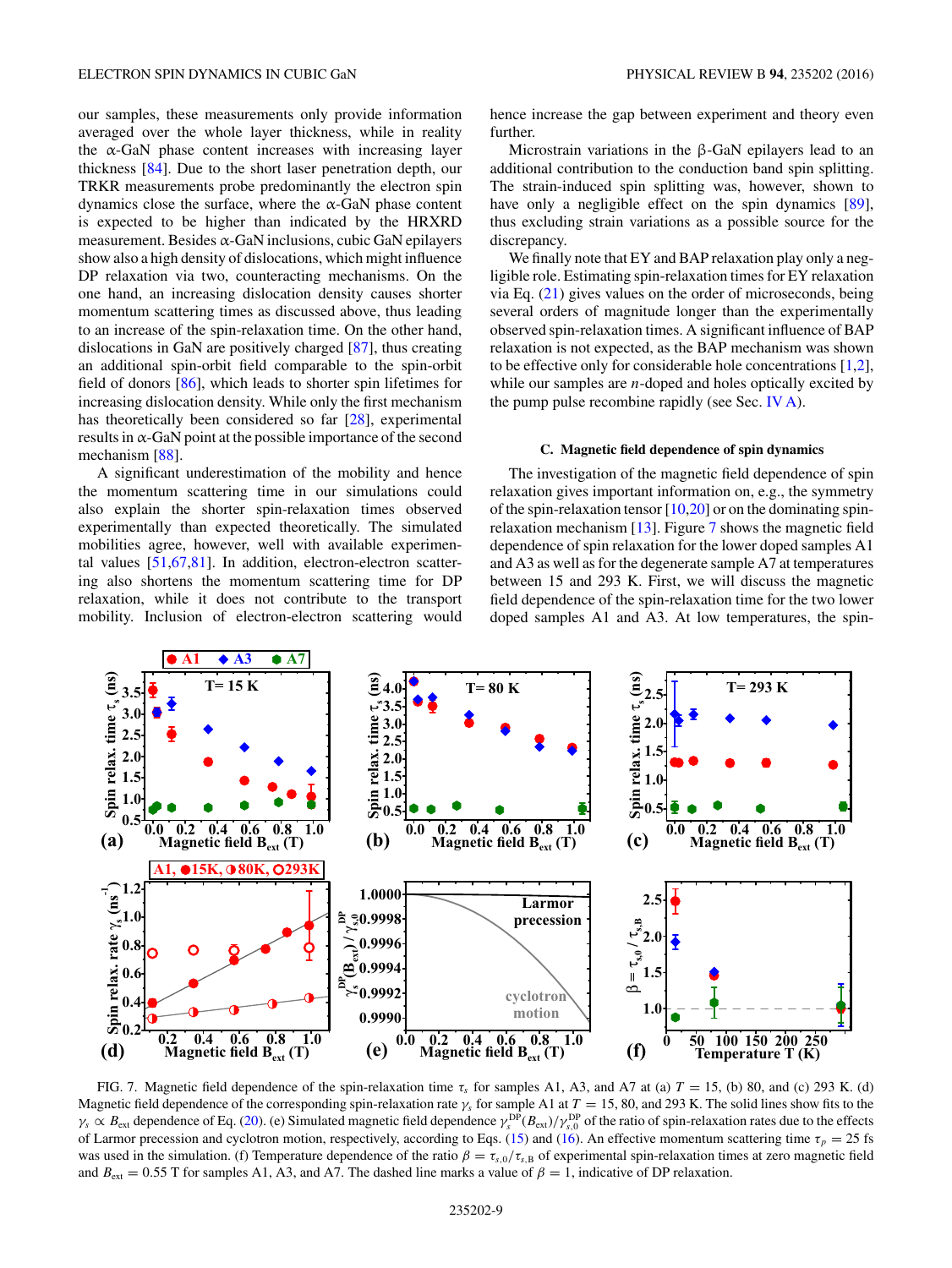our samples, these measurements only provide information averaged over the whole layer thickness, while in reality the α-GaN phase content increases with increasing layer thickness [84]. Due to the short laser penetration depth, our TRKR measurements probe predominantly the electron spin dynamics close the surface, where the α-GaN phase content is expected to be higher than indicated by the HRXRD measurement. Besides α-GaN inclusions, cubic GaN epilayers show also a high density of dislocations, which might influence DP relaxation via two, counteracting mechanisms. On the one hand, an increasing dislocation density causes shorter momentum scattering times as discussed above, thus leading to an increase of the spin-relaxation time. On the other hand, dislocations in GaN are positively charged [87], thus creating an additional spin-orbit field comparable to the spin-orbit field of donors [86], which leads to shorter spin lifetimes for increasing dislocation density. While only the first mechanism has theoretically been considered so far [28], experimental results in α-GaN point at the possible importance of the second mechanism [88].

A significant underestimation of the mobility and hence the momentum scattering time in our simulations could also explain the shorter spin-relaxation times observed experimentally than expected theoretically. The simulated mobilities agree, however, well with available experimental values [51,67,81]. In addition, electron-electron scattering also shortens the momentum scattering time for DP relaxation, while it does not contribute to the transport mobility. Inclusion of electron-electron scattering would hence increase the gap between experiment and theory even further.

Microstrain variations in the β-GaN epilayers lead to an additional contribution to the conduction band spin splitting. The strain-induced spin splitting was, however, shown to have only a negligible effect on the spin dynamics [89], thus excluding strain variations as a possible source for the discrepancy.

We finally note that EY and BAP relaxation play only a negligible role. Estimating spin-relaxation times for EY relaxation via Eq. (21) gives values on the order of microseconds, being several orders of magnitude longer than the experimentally observed spin-relaxation times. A significant influence of BAP relaxation is not expected, as the BAP mechanism was shown to be effective only for considerable hole concentrations [1,2], while our samples are $n$-doped and holes optically excited by the pump pulse recombine rapidly (see Sec. IV A).

### C. Magnetic field dependence of spin dynamics

The investigation of the magnetic field dependence of spin relaxation gives important information on, e.g., the symmetry of the spin-relaxation tensor [10,20] or on the dominating spin-relaxation mechanism [13]. Figure 7 shows the magnetic field dependence of spin relaxation for the lower doped samples A1 and A3 as well as for the degenerate sample A7 at temperatures between 15 and 293 K. First, we will discuss the magnetic field dependence of the spin-relaxation time for the two lower doped samples A1 and A3. At low temperatures, the spin-

FIG. 7. Magnetic field dependence of the spin-relaxation time $\tau_s$ for samples A1, A3, and A7 at (a) $T = 15$, (b) 80, and (c) 293 K. (d) Magnetic field dependence of the corresponding spin-relaxation rate $\gamma_s$ for sample A1 at $T = 15$, 80, and 293 K. The solid lines show fits to the $\gamma_s \propto B_{\text{ext}}$ dependence of Eq. (20). (e) Simulated magnetic field dependence $\gamma_s^{\text{DP}}(B_{\text{ext}})/\gamma_{s,0}^{\text{DP}}$ of the ratio of spin-relaxation rates due to the effects of Larmor precession and cyclotron motion, respectively, according to Eqs. (15) and (16). An effective momentum scattering time $\tau_p = 25$ fs was used in the simulation. (f) Temperature dependence of the ratio $\beta = \tau_{s,0}/\tau_{s,\text{B}}$ of experimental spin-relaxation times at zero magnetic field and $B_{\text{ext}} = 0.55$ T for samples A1, A3, and A7. The dashed line marks a value of $\beta = 1$, indicative of DP relaxation.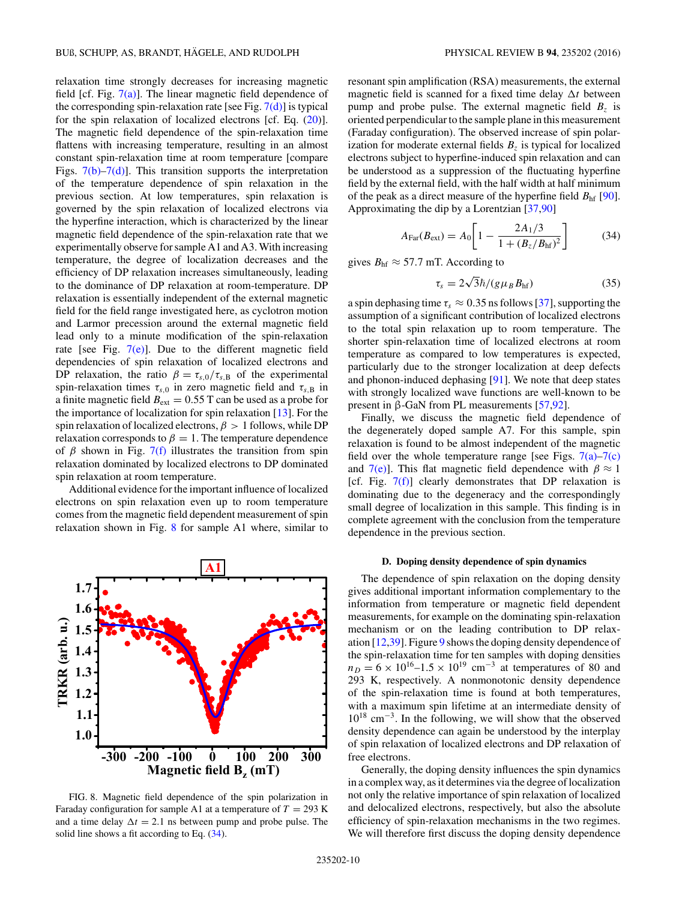relaxation time strongly decreases for increasing magnetic field [cf. Fig. 7(a)]. The linear magnetic field dependence of the corresponding spin-relaxation rate [see Fig. 7(d)] is typical for the spin relaxation of localized electrons [cf. Eq. (20)]. The magnetic field dependence of the spin-relaxation time flattens with increasing temperature, resulting in an almost constant spin-relaxation time at room temperature [compare Figs. 7(b)–7(d)]. This transition supports the interpretation of the temperature dependence of spin relaxation in the previous section. At low temperatures, spin relaxation is governed by the spin relaxation of localized electrons via the hyperfine interaction, which is characterized by the linear magnetic field dependence of the spin-relaxation rate that we experimentally observe for sample A1 and A3. With increasing temperature, the degree of localization decreases and the efficiency of DP relaxation increases simultaneously, leading to the dominance of DP relaxation at room-temperature. DP relaxation is essentially independent of the external magnetic field for the field range investigated here, as cyclotron motion and Larmor precession around the external magnetic field lead only to a minute modification of the spin-relaxation rate [see Fig. 7(e)]. Due to the different magnetic field dependencies of spin relaxation of localized electrons and DP relaxation, the ratio $\beta = \tau_{s,0}/\tau_{s,\mathrm{B}}$ of the experimental spin-relaxation times $\tau_{s,0}$ in zero magnetic field and $\tau_{s,\mathrm{B}}$ in a finite magnetic field $B_{\mathrm{ext}} = 0.55$ T can be used as a probe for the importance of localization for spin relaxation [13]. For the spin relaxation of localized electrons, $\beta > 1$ follows, while DP relaxation corresponds to $\beta = 1$. The temperature dependence of $\beta$ shown in Fig. 7(f) illustrates the transition from spin relaxation dominated by localized electrons to DP dominated spin relaxation at room temperature.

Additional evidence for the important influence of localized electrons on spin relaxation even up to room temperature comes from the magnetic field dependent measurement of spin relaxation shown in Fig. 8 for sample A1 where, similar to resonant spin amplification (RSA) measurements, the external magnetic field is scanned for a fixed time delay $\Delta t$ between pump and probe pulse. The external magnetic field $B_z$ is oriented perpendicular to the sample plane in this measurement (Faraday configuration). The observed increase of spin polarization for moderate external fields $B_z$ is typical for localized electrons subject to hyperfine-induced spin relaxation and can be understood as a suppression of the fluctuating hyperfine field by the external field, with the half width at half minimum of the peak as a direct measure of the hyperfine field $B_{\mathrm{hf}}$ [90]. Approximating the dip by a Lorentzian [37,90]

$$A_{\mathrm{Far}}(B_{\mathrm{ext}}) = A_0\left[1 - \frac{2A_1/3}{1 + (B_z/B_{\mathrm{hf}})^2}\right] \tag{34}$$

gives $B_{\mathrm{hf}} \approx 57.7$ mT. According to

$$\tau_s = 2\sqrt{3}\hbar/(g\mu_B B_{\mathrm{hf}}) \tag{35}$$

a spin dephasing time $\tau_s \approx 0.35$ ns follows [37], supporting the assumption of a significant contribution of localized electrons to the total spin relaxation up to room temperature. The shorter spin-relaxation time of localized electrons at room temperature as compared to low temperatures is expected, particularly due to the stronger localization at deep defects and phonon-induced dephasing [91]. We note that deep states with strongly localized wave functions are well-known to be present in β-GaN from PL measurements [57,92].

Finally, we discuss the magnetic field dependence of the degenerately doped sample A7. For this sample, spin relaxation is found to be almost independent of the magnetic field over the whole temperature range [see Figs. 7(a)–7(c) and 7(e)]. This flat magnetic field dependence with $\beta \approx 1$ [cf. Fig. 7(f)] clearly demonstrates that DP relaxation is dominating due to the degeneracy and the correspondingly small degree of localization in this sample. This finding is in complete agreement with the conclusion from the temperature dependence in the previous section.

FIG. 8. Magnetic field dependence of the spin polarization in Faraday configuration for sample A1 at a temperature of $T = 293$ K and a time delay $\Delta t = 2.1$ ns between pump and probe pulse. The solid line shows a fit according to Eq. (34).

### D. Doping density dependence of spin dynamics

The dependence of spin relaxation on the doping density gives additional important information complementary to the information from temperature or magnetic field dependent measurements, for example on the dominating spin-relaxation mechanism or on the leading contribution to DP relaxation [12,39]. Figure 9 shows the doping density dependence of the spin-relaxation time for ten samples with doping densities $n_D = 6 \times 10^{16}$–$1.5 \times 10^{19}$ cm$^{-3}$ at temperatures of 80 and 293 K, respectively. A nonmonotonic density dependence of the spin-relaxation time is found at both temperatures, with a maximum spin lifetime at an intermediate density of $10^{18}$ cm$^{-3}$. In the following, we will show that the observed density dependence can again be understood by the interplay of spin relaxation of localized electrons and DP relaxation of free electrons.

Generally, the doping density influences the spin dynamics in a complex way, as it determines via the degree of localization not only the relative importance of spin relaxation of localized and delocalized electrons, respectively, but also the absolute efficiency of spin-relaxation mechanisms in the two regimes. We will therefore first discuss the doping density dependence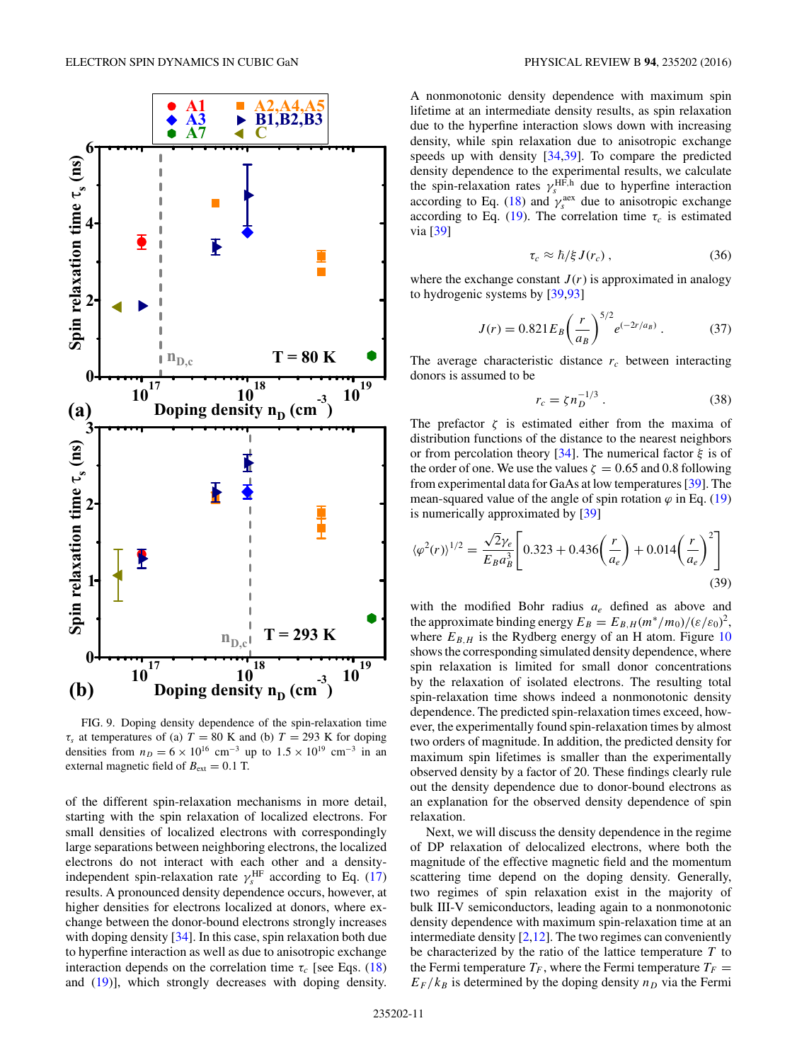FIG. 9. Doping density dependence of the spin-relaxation time $\tau_s$ at temperatures of (a) $T = 80$ K and (b) $T = 293$ K for doping densities from $n_D = 6 \times 10^{16}$ cm$^{-3}$ up to $1.5 \times 10^{19}$ cm$^{-3}$ in an external magnetic field of $B_{\text{ext}} = 0.1$ T.

of the different spin-relaxation mechanisms in more detail, starting with the spin relaxation of localized electrons. For small densities of localized electrons with correspondingly large separations between neighboring electrons, the localized electrons do not interact with each other and a density-independent spin-relaxation rate $\gamma_s^{\text{HF}}$ according to Eq. (17) results. A pronounced density dependence occurs, however, at higher densities for electrons localized at donors, where exchange between the donor-bound electrons strongly increases with doping density [34]. In this case, spin relaxation both due to hyperfine interaction as well as due to anisotropic exchange interaction depends on the correlation time $\tau_c$ [see Eqs. (18) and (19)], which strongly decreases with doping density. A nonmonotonic density dependence with maximum spin lifetime at an intermediate density results, as spin relaxation due to the hyperfine interaction slows down with increasing density, while spin relaxation due to anisotropic exchange speeds up with density [34,39]. To compare the predicted density dependence to the experimental results, we calculate the spin-relaxation rates $\gamma_s^{\text{HF,h}}$ due to hyperfine interaction according to Eq. (18) and $\gamma_s^{\text{aex}}$ due to anisotropic exchange according to Eq. (19). The correlation time $\tau_c$ is estimated via [39]

$$\tau_c \approx \hbar/\xi J(r_c)\,, \tag{36}$$

where the exchange constant $J(r)$ is approximated in analogy to hydrogenic systems by [39,93]

$$J(r) = 0.821 E_B \left(\frac{r}{a_B}\right)^{5/2} e^{(-2r/a_B)}\,. \tag{37}$$

The average characteristic distance $r_c$ between interacting donors is assumed to be

$$r_c = \zeta n_D^{-1/3}\,. \tag{38}$$

The prefactor $\zeta$ is estimated either from the maxima of distribution functions of the distance to the nearest neighbors or from percolation theory [34]. The numerical factor $\xi$ is of the order of one. We use the values $\zeta = 0.65$ and $0.8$ following from experimental data for GaAs at low temperatures [39]. The mean-squared value of the angle of spin rotation $\varphi$ in Eq. (19) is numerically approximated by [39]

$$\langle \varphi^2(r) \rangle^{1/2} = \frac{\sqrt{2}\gamma_e}{E_B a_B^3}\left[0.323 + 0.436\left(\frac{r}{a_e}\right) + 0.014\left(\frac{r}{a_e}\right)^2\right] \tag{39}$$

with the modified Bohr radius $a_e$ defined as above and the approximate binding energy $E_B = E_{B,H}(m^*/m_0)/(\varepsilon/\varepsilon_0)^2$, where $E_{B,H}$ is the Rydberg energy of an H atom. Figure 10 shows the corresponding simulated density dependence, where spin relaxation is limited for small donor concentrations by the relaxation of isolated electrons. The resulting total spin-relaxation time shows indeed a nonmonotonic density dependence. The predicted spin-relaxation times exceed, however, the experimentally found spin-relaxation times by almost two orders of magnitude. In addition, the predicted density for maximum spin lifetimes is smaller than the experimentally observed density by a factor of 20. These findings clearly rule out the density dependence due to donor-bound electrons as an explanation for the observed density dependence of spin relaxation.

Next, we will discuss the density dependence in the regime of DP relaxation of delocalized electrons, where both the magnitude of the effective magnetic field and the momentum scattering time depend on the doping density. Generally, two regimes of spin relaxation exist in the majority of bulk III-V semiconductors, leading again to a nonmonotonic density dependence with maximum spin-relaxation time at an intermediate density [2,12]. The two regimes can conveniently be characterized by the ratio of the lattice temperature $T$ to the Fermi temperature $T_F$, where the Fermi temperature $T_F = E_F/k_B$ is determined by the doping density $n_D$ via the Fermi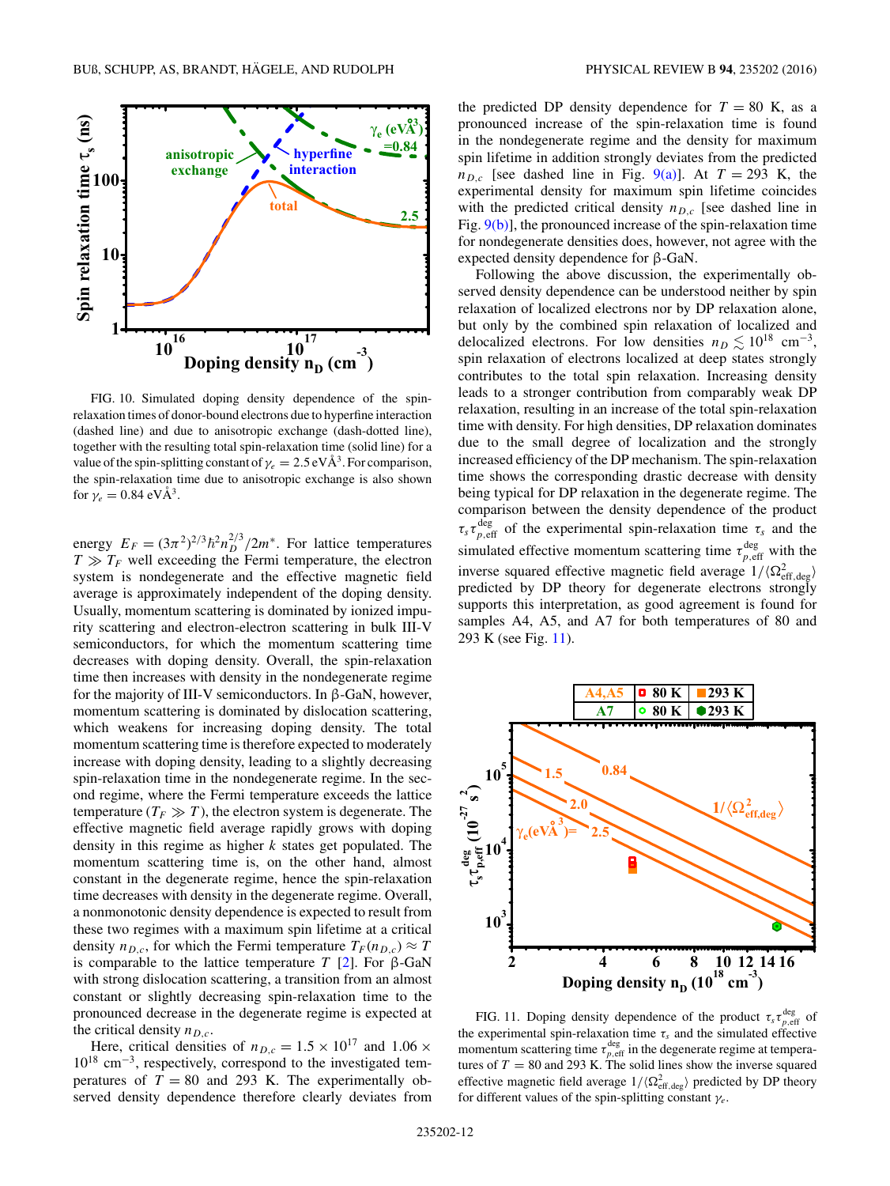FIG. 10. Simulated doping density dependence of the spin-relaxation times of donor-bound electrons due to hyperfine interaction (dashed line) and due to anisotropic exchange (dash-dotted line), together with the resulting total spin-relaxation time (solid line) for a value of the spin-splitting constant of $\gamma_e = 2.5\,\text{eV}\text{Å}^3$. For comparison, the spin-relaxation time due to anisotropic exchange is also shown for $\gamma_e = 0.84\,\text{eV}\text{Å}^3$.

energy $E_F = (3\pi^2)^{2/3}\hbar^2 n_D^{2/3}/2m^*$. For lattice temperatures $T \gg T_F$ well exceeding the Fermi temperature, the electron system is nondegenerate and the effective magnetic field average is approximately independent of the doping density. Usually, momentum scattering is dominated by ionized impurity scattering and electron-electron scattering in bulk III-V semiconductors, for which the momentum scattering time decreases with doping density. Overall, the spin-relaxation time then increases with density in the nondegenerate regime for the majority of III-V semiconductors. In β-GaN, however, momentum scattering is dominated by dislocation scattering, which weakens for increasing doping density. The total momentum scattering time is therefore expected to moderately increase with doping density, leading to a slightly decreasing spin-relaxation time in the nondegenerate regime. In the second regime, where the Fermi temperature exceeds the lattice temperature ($T_F \gg T$), the electron system is degenerate. The effective magnetic field average rapidly grows with doping density in this regime as higher $k$ states get populated. The momentum scattering time is, on the other hand, almost constant in the degenerate regime, hence the spin-relaxation time decreases with density in the degenerate regime. Overall, a nonmonotonic density dependence is expected to result from these two regimes with a maximum spin lifetime at a critical density $n_{D,c}$, for which the Fermi temperature $T_F(n_{D,c}) \approx T$ is comparable to the lattice temperature $T$ [2]. For β-GaN with strong dislocation scattering, a transition from an almost constant or slightly decreasing spin-relaxation time to the pronounced decrease in the degenerate regime is expected at the critical density $n_{D,c}$.

Here, critical densities of $n_{D,c} = 1.5 \times 10^{17}$ and $1.06 \times 10^{18}$ cm$^{-3}$, respectively, correspond to the investigated temperatures of $T = 80$ and 293 K. The experimentally observed density dependence therefore clearly deviates from the predicted DP density dependence for $T = 80$ K, as a pronounced increase of the spin-relaxation time is found in the nondegenerate regime and the density for maximum spin lifetime in addition strongly deviates from the predicted $n_{D,c}$ [see dashed line in Fig. 9(a)]. At $T = 293$ K, the experimental density for maximum spin lifetime coincides with the predicted critical density $n_{D,c}$ [see dashed line in Fig. 9(b)], the pronounced increase of the spin-relaxation time for nondegenerate densities does, however, not agree with the expected density dependence for β-GaN.

Following the above discussion, the experimentally observed density dependence can be understood neither by spin relaxation of localized electrons nor by DP relaxation alone, but only by the combined spin relaxation of localized and delocalized electrons. For low densities $n_D \lesssim 10^{18}$ cm$^{-3}$, spin relaxation of electrons localized at deep states strongly contributes to the total spin relaxation. Increasing density leads to a stronger contribution from comparably weak DP relaxation, resulting in an increase of the total spin-relaxation time with density. For high densities, DP relaxation dominates due to the small degree of localization and the strongly increased efficiency of the DP mechanism. The spin-relaxation time shows the corresponding drastic decrease with density being typical for DP relaxation in the degenerate regime. The comparison between the density dependence of the product $\tau_s \tau_{p,\text{eff}}^{\text{deg}}$ of the experimental spin-relaxation time $\tau_s$ and the simulated effective momentum scattering time $\tau_{p,\text{eff}}^{\text{deg}}$ with the inverse squared effective magnetic field average $1/\langle \Omega_{\text{eff,deg}}^2 \rangle$ predicted by DP theory for degenerate electrons strongly supports this interpretation, as good agreement is found for samples A4, A5, and A7 for both temperatures of 80 and 293 K (see Fig. 11).

FIG. 11. Doping density dependence of the product $\tau_s \tau_{p,\text{eff}}^{\text{deg}}$ of the experimental spin-relaxation time $\tau_s$ and the simulated effective momentum scattering time $\tau_{p,\text{eff}}^{\text{deg}}$ in the degenerate regime at temperatures of $T = 80$ and 293 K. The solid lines show the inverse squared effective magnetic field average $1/\langle \Omega_{\text{eff,deg}}^2 \rangle$ predicted by DP theory for different values of the spin-splitting constant $\gamma_e$.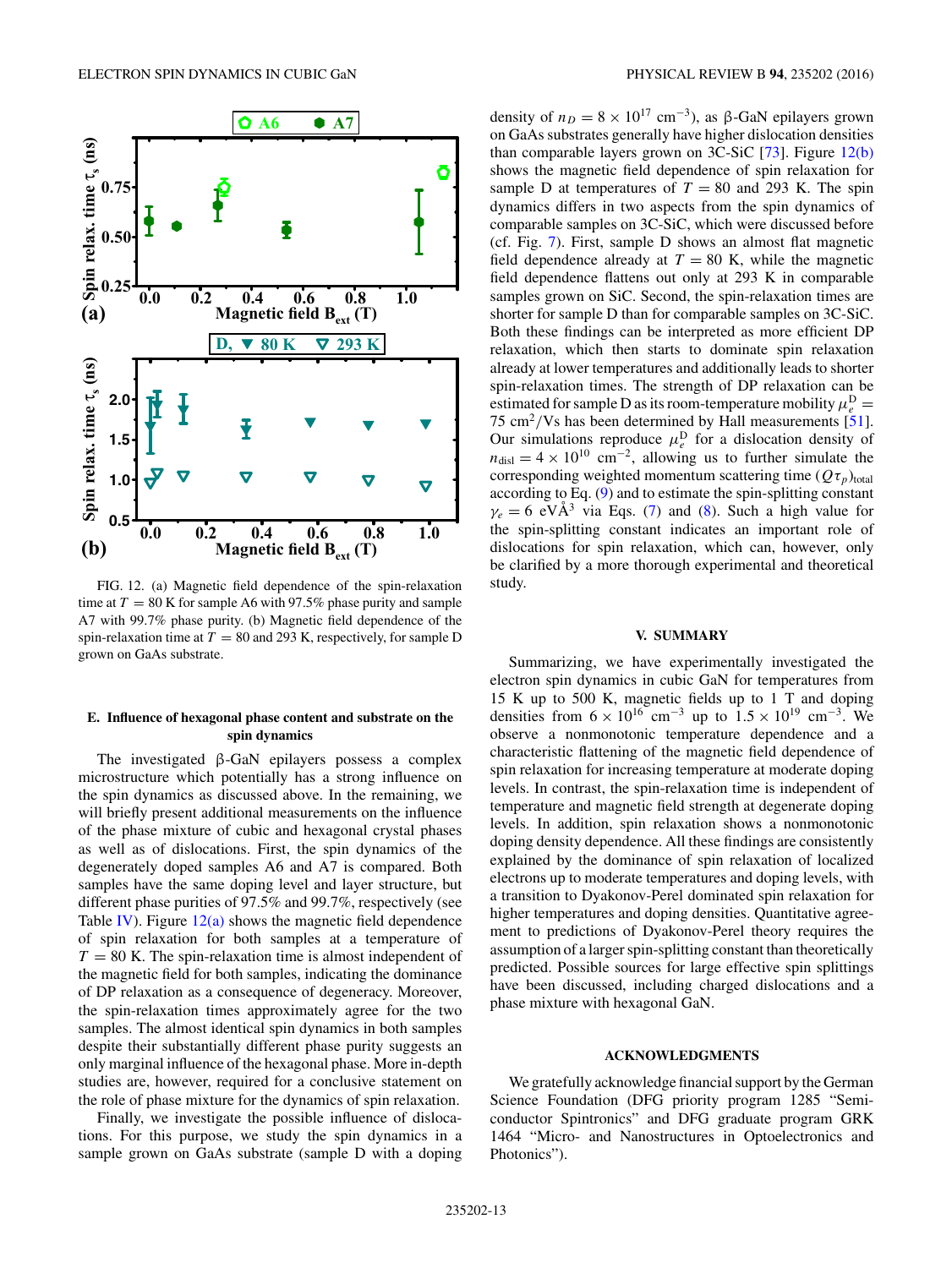FIG. 12. (a) Magnetic field dependence of the spin-relaxation time at $T = 80$ K for sample A6 with 97.5% phase purity and sample A7 with 99.7% phase purity. (b) Magnetic field dependence of the spin-relaxation time at $T = 80$ and 293 K, respectively, for sample D grown on GaAs substrate.

### E. Influence of hexagonal phase content and substrate on the spin dynamics

The investigated β-GaN epilayers possess a complex microstructure which potentially has a strong influence on the spin dynamics as discussed above. In the remaining, we will briefly present additional measurements on the influence of the phase mixture of cubic and hexagonal crystal phases as well as of dislocations. First, the spin dynamics of the degenerately doped samples A6 and A7 is compared. Both samples have the same doping level and layer structure, but different phase purities of 97.5% and 99.7%, respectively (see Table IV). Figure 12(a) shows the magnetic field dependence of spin relaxation for both samples at a temperature of $T = 80$ K. The spin-relaxation time is almost independent of the magnetic field for both samples, indicating the dominance of DP relaxation as a consequence of degeneracy. Moreover, the spin-relaxation times approximately agree for the two samples. The almost identical spin dynamics in both samples despite their substantially different phase purity suggests an only marginal influence of the hexagonal phase. More in-depth studies are, however, required for a conclusive statement on the role of phase mixture for the dynamics of spin relaxation.

Finally, we investigate the possible influence of dislocations. For this purpose, we study the spin dynamics in a sample grown on GaAs substrate (sample D with a doping density of $n_D = 8 \times 10^{17}$ cm$^{-3}$), as β-GaN epilayers grown on GaAs substrates generally have higher dislocation densities than comparable layers grown on 3C-SiC [73]. Figure 12(b) shows the magnetic field dependence of spin relaxation for sample D at temperatures of $T = 80$ and 293 K. The spin dynamics differs in two aspects from the spin dynamics of comparable samples on 3C-SiC, which were discussed before (cf. Fig. 7). First, sample D shows an almost flat magnetic field dependence already at $T = 80$ K, while the magnetic field dependence flattens out only at 293 K in comparable samples grown on SiC. Second, the spin-relaxation times are shorter for sample D than for comparable samples on 3C-SiC. Both these findings can be interpreted as more efficient DP relaxation, which then starts to dominate spin relaxation already at lower temperatures and additionally leads to shorter spin-relaxation times. The strength of DP relaxation can be estimated for sample D as its room-temperature mobility $\mu_e^D = 75$ cm$^2$/Vs has been determined by Hall measurements [51]. Our simulations reproduce $\mu_e^D$ for a dislocation density of $n_{\mathrm{disl}} = 4 \times 10^{10}$ cm$^{-2}$, allowing us to further simulate the corresponding weighted momentum scattering time $(Q\tau_p)_{\mathrm{total}}$ according to Eq. (9) and to estimate the spin-splitting constant $\gamma_e = 6$ eVÅ$^3$ via Eqs. (7) and (8). Such a high value for the spin-splitting constant indicates an important role of dislocations for spin relaxation, which can, however, only be clarified by a more thorough experimental and theoretical study.

## V. SUMMARY

Summarizing, we have experimentally investigated the electron spin dynamics in cubic GaN for temperatures from 15 K up to 500 K, magnetic fields up to 1 T and doping densities from $6 \times 10^{16}$ cm$^{-3}$ up to $1.5 \times 10^{19}$ cm$^{-3}$. We observe a nonmonotonic temperature dependence and a characteristic flattening of the magnetic field dependence of spin relaxation for increasing temperature at moderate doping levels. In contrast, the spin-relaxation time is independent of temperature and magnetic field strength at degenerate doping levels. In addition, spin relaxation shows a nonmonotonic doping density dependence. All these findings are consistently explained by the dominance of spin relaxation of localized electrons up to moderate temperatures and doping levels, with a transition to Dyakonov-Perel dominated spin relaxation for higher temperatures and doping densities. Quantitative agreement to predictions of Dyakonov-Perel theory requires the assumption of a larger spin-splitting constant than theoretically predicted. Possible sources for large effective spin splittings have been discussed, including charged dislocations and a phase mixture with hexagonal GaN.

## ACKNOWLEDGMENTS

We gratefully acknowledge financial support by the German Science Foundation (DFG priority program 1285 "Semiconductor Spintronics" and DFG graduate program GRK 1464 "Micro- and Nanostructures in Optoelectronics and Photonics").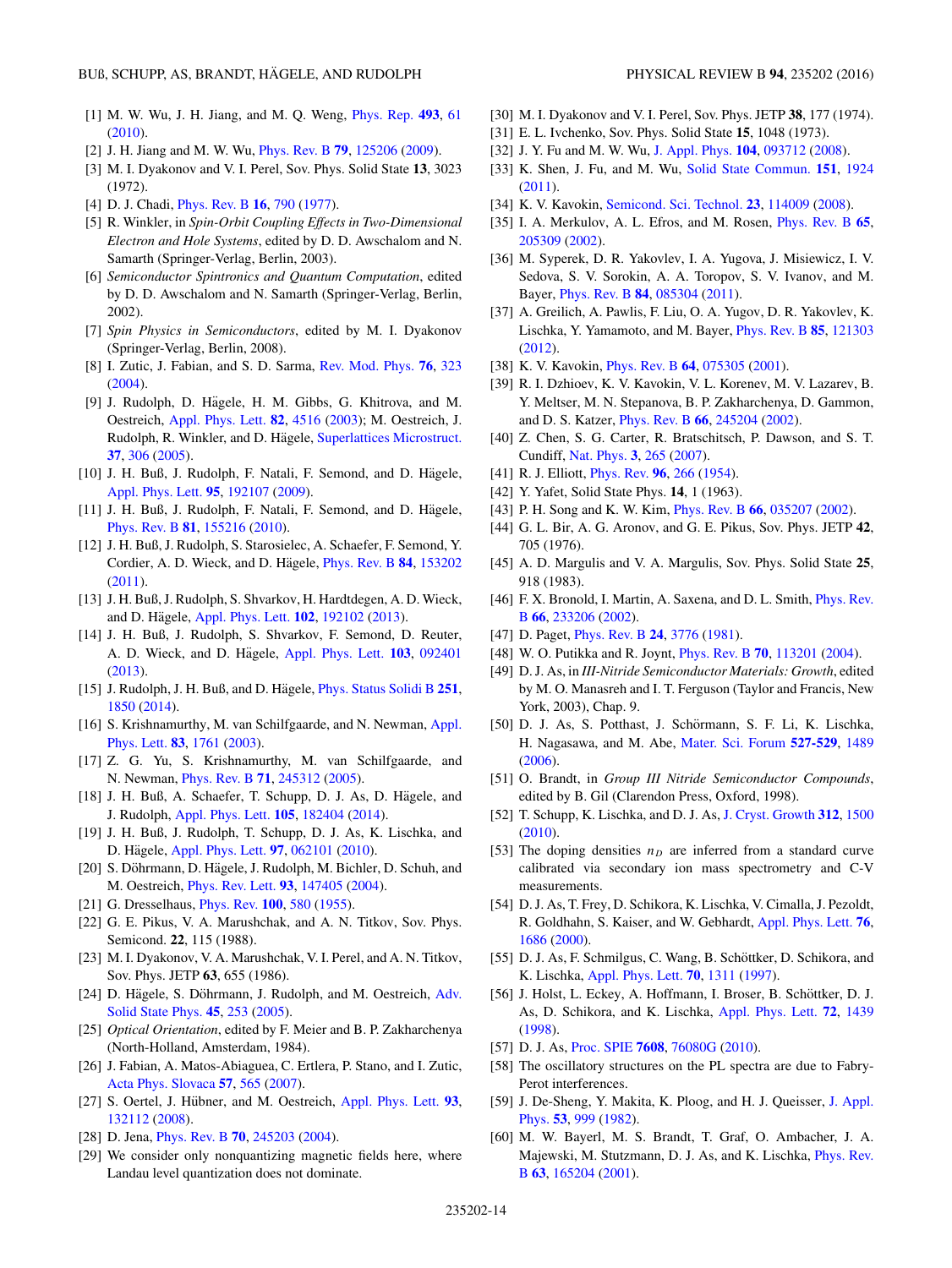[1] M. W. Wu, J. H. Jiang, and M. Q. Weng, Phys. Rep. **493**, 61 (2010).

[2] J. H. Jiang and M. W. Wu, Phys. Rev. B **79**, 125206 (2009).

[3] M. I. Dyakonov and V. I. Perel, Sov. Phys. Solid State **13**, 3023 (1972).

[4] D. J. Chadi, Phys. Rev. B **16**, 790 (1977).

[5] R. Winkler, in *Spin-Orbit Coupling Effects in Two-Dimensional Electron and Hole Systems*, edited by D. D. Awschalom and N. Samarth (Springer-Verlag, Berlin, 2003).

[6] *Semiconductor Spintronics and Quantum Computation*, edited by D. D. Awschalom and N. Samarth (Springer-Verlag, Berlin, 2002).

[7] *Spin Physics in Semiconductors*, edited by M. I. Dyakonov (Springer-Verlag, Berlin, 2008).

[8] I. Zutic, J. Fabian, and S. D. Sarma, Rev. Mod. Phys. **76**, 323 (2004).

[9] J. Rudolph, D. Hägele, H. M. Gibbs, G. Khitrova, and M. Oestreich, Appl. Phys. Lett. **82**, 4516 (2003); M. Oestreich, J. Rudolph, R. Winkler, and D. Hägele, Superlattices Microstruct. **37**, 306 (2005).

[10] J. H. Buß, J. Rudolph, F. Natali, F. Semond, and D. Hägele, Appl. Phys. Lett. **95**, 192107 (2009).

[11] J. H. Buß, J. Rudolph, F. Natali, F. Semond, and D. Hägele, Phys. Rev. B **81**, 155216 (2010).

[12] J. H. Buß, J. Rudolph, S. Starosielec, A. Schaefer, F. Semond, Y. Cordier, A. D. Wieck, and D. Hägele, Phys. Rev. B **84**, 153202 (2011).

[13] J. H. Buß, J. Rudolph, S. Shvarkov, H. Hardtdegen, A. D. Wieck, and D. Hägele, Appl. Phys. Lett. **102**, 192102 (2013).

[14] J. H. Buß, J. Rudolph, S. Shvarkov, F. Semond, D. Reuter, A. D. Wieck, and D. Hägele, Appl. Phys. Lett. **103**, 092401 (2013).

[15] J. Rudolph, J. H. Buß, and D. Hägele, Phys. Status Solidi B **251**, 1850 (2014).

[16] S. Krishnamurthy, M. van Schilfgaarde, and N. Newman, Appl. Phys. Lett. **83**, 1761 (2003).

[17] Z. G. Yu, S. Krishnamurthy, M. van Schilfgaarde, and N. Newman, Phys. Rev. B **71**, 245312 (2005).

[18] J. H. Buß, A. Schaefer, T. Schupp, D. J. As, D. Hägele, and J. Rudolph, Appl. Phys. Lett. **105**, 182404 (2014).

[19] J. H. Buß, J. Rudolph, T. Schupp, D. J. As, K. Lischka, and D. Hägele, Appl. Phys. Lett. **97**, 062101 (2010).

[20] S. Döhrmann, D. Hägele, J. Rudolph, M. Bichler, D. Schuh, and M. Oestreich, Phys. Rev. Lett. **93**, 147405 (2004).

[21] G. Dresselhaus, Phys. Rev. **100**, 580 (1955).

[22] G. E. Pikus, V. A. Marushchak, and A. N. Titkov, Sov. Phys. Semicond. **22**, 115 (1988).

[23] M. I. Dyakonov, V. A. Marushchak, V. I. Perel, and A. N. Titkov, Sov. Phys. JETP **63**, 655 (1986).

[24] D. Hägele, S. Döhrmann, J. Rudolph, and M. Oestreich, Adv. Solid State Phys. **45**, 253 (2005).

[25] *Optical Orientation*, edited by F. Meier and B. P. Zakharchenya (North-Holland, Amsterdam, 1984).

[26] J. Fabian, A. Matos-Abiaguea, C. Ertlera, P. Stano, and I. Zutic, Acta Phys. Slovaca **57**, 565 (2007).

[27] S. Oertel, J. Hübner, and M. Oestreich, Appl. Phys. Lett. **93**, 132112 (2008).

[28] D. Jena, Phys. Rev. B **70**, 245203 (2004).

[29] We consider only nonquantizing magnetic fields here, where Landau level quantization does not dominate.

[30] M. I. Dyakonov and V. I. Perel, Sov. Phys. JETP **38**, 177 (1974).

[31] E. L. Ivchenko, Sov. Phys. Solid State **15**, 1048 (1973).

[32] J. Y. Fu and M. W. Wu, J. Appl. Phys. **104**, 093712 (2008).

[33] K. Shen, J. Fu, and M. Wu, Solid State Commun. **151**, 1924 (2011).

[34] K. V. Kavokin, Semicond. Sci. Technol. **23**, 114009 (2008).

[35] I. A. Merkulov, A. L. Efros, and M. Rosen, Phys. Rev. B **65**, 205309 (2002).

[36] M. Syperek, D. R. Yakovlev, I. A. Yugova, J. Misiewicz, I. V. Sedova, S. V. Sorokin, A. A. Toropov, S. V. Ivanov, and M. Bayer, Phys. Rev. B **84**, 085304 (2011).

[37] A. Greilich, A. Pawlis, F. Liu, O. A. Yugov, D. R. Yakovlev, K. Lischka, Y. Yamamoto, and M. Bayer, Phys. Rev. B **85**, 121303 (2012).

[38] K. V. Kavokin, Phys. Rev. B **64**, 075305 (2001).

[39] R. I. Dzhioev, K. V. Kavokin, V. L. Korenev, M. V. Lazarev, B. Y. Meltser, M. N. Stepanova, B. P. Zakharchenya, D. Gammon, and D. S. Katzer, Phys. Rev. B **66**, 245204 (2002).

[40] Z. Chen, S. G. Carter, R. Bratschitsch, P. Dawson, and S. T. Cundiff, Nat. Phys. **3**, 265 (2007).

[41] R. J. Elliott, Phys. Rev. **96**, 266 (1954).

[42] Y. Yafet, Solid State Phys. **14**, 1 (1963).

[43] P. H. Song and K. W. Kim, Phys. Rev. B **66**, 035207 (2002).

[44] G. L. Bir, A. G. Aronov, and G. E. Pikus, Sov. Phys. JETP **42**, 705 (1976).

[45] A. D. Margulis and V. A. Margulis, Sov. Phys. Solid State **25**, 918 (1983).

[46] F. X. Bronold, I. Martin, A. Saxena, and D. L. Smith, Phys. Rev. B **66**, 233206 (2002).

[47] D. Paget, Phys. Rev. B **24**, 3776 (1981).

[48] W. O. Putikka and R. Joynt, Phys. Rev. B **70**, 113201 (2004).

[49] D. J. As, in *III-Nitride Semiconductor Materials: Growth*, edited by M. O. Manasreh and I. T. Ferguson (Taylor and Francis, New York, 2003), Chap. 9.

[50] D. J. As, S. Potthast, J. Schörmann, S. F. Li, K. Lischka, H. Nagasawa, and M. Abe, Mater. Sci. Forum **527-529**, 1489 (2006).

[51] O. Brandt, in *Group III Nitride Semiconductor Compounds*, edited by B. Gil (Clarendon Press, Oxford, 1998).

[52] T. Schupp, K. Lischka, and D. J. As, J. Cryst. Growth **312**, 1500 (2010).

[53] The doping densities $n_D$ are inferred from a standard curve calibrated via secondary ion mass spectrometry and C-V measurements.

[54] D. J. As, T. Frey, D. Schikora, K. Lischka, V. Cimalla, J. Pezoldt, R. Goldhahn, S. Kaiser, and W. Gebhardt, Appl. Phys. Lett. **76**, 1686 (2000).

[55] D. J. As, F. Schmilgus, C. Wang, B. Schöttker, D. Schikora, and K. Lischka, Appl. Phys. Lett. **70**, 1311 (1997).

[56] J. Holst, L. Eckey, A. Hoffmann, I. Broser, B. Schöttker, D. J. As, D. Schikora, and K. Lischka, Appl. Phys. Lett. **72**, 1439 (1998).

[57] D. J. As, Proc. SPIE **7608**, 76080G (2010).

[58] The oscillatory structures on the PL spectra are due to Fabry-Perot interferences.

[59] J. De-Sheng, Y. Makita, K. Ploog, and H. J. Queisser, J. Appl. Phys. **53**, 999 (1982).

[60] M. W. Bayerl, M. S. Brandt, T. Graf, O. Ambacher, J. A. Majewski, M. Stutzmann, D. J. As, and K. Lischka, Phys. Rev. B **63**, 165204 (2001).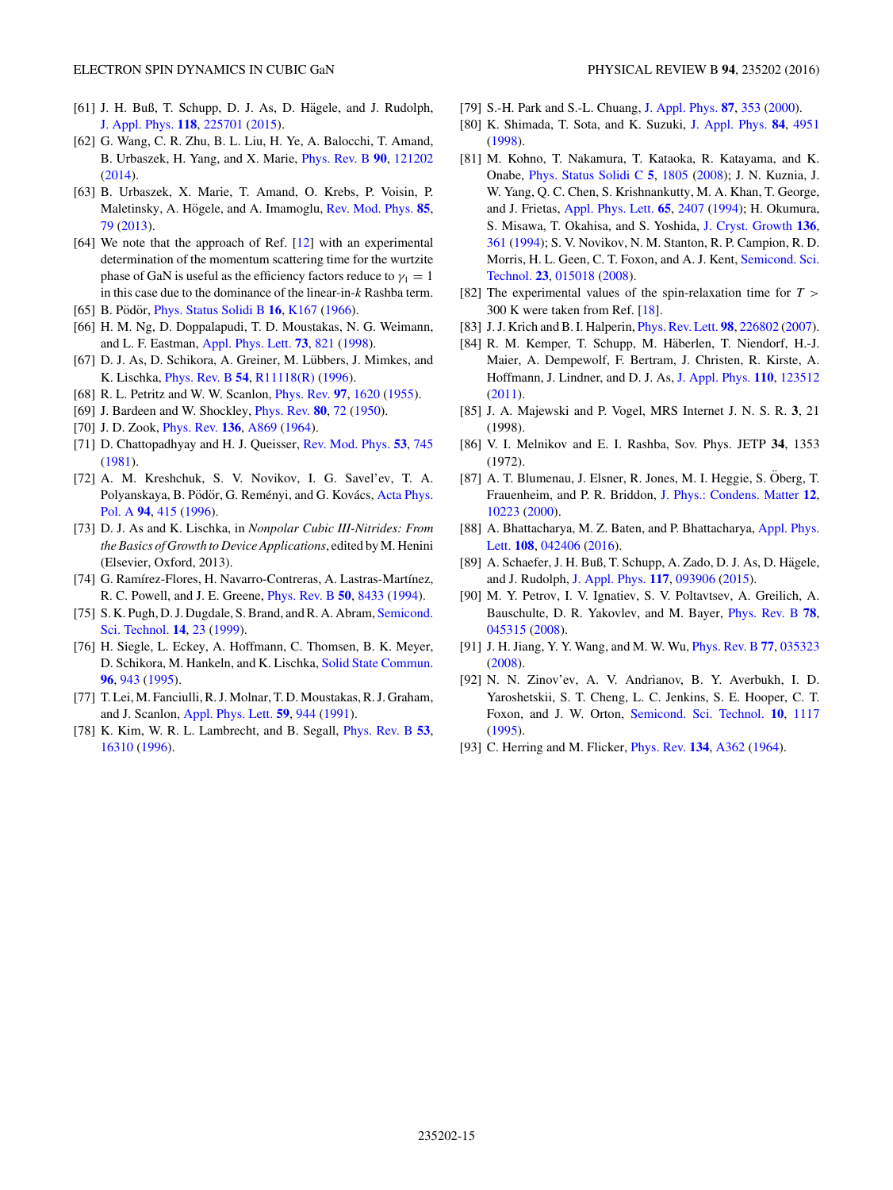[61] J. H. Buß, T. Schupp, D. J. As, D. Hägele, and J. Rudolph, J. Appl. Phys. **118**, 225701 (2015).

[62] G. Wang, C. R. Zhu, B. L. Liu, H. Ye, A. Balocchi, T. Amand, B. Urbaszek, H. Yang, and X. Marie, Phys. Rev. B **90**, 121202 (2014).

[63] B. Urbaszek, X. Marie, T. Amand, O. Krebs, P. Voisin, P. Maletinsky, A. Högele, and A. Imamoglu, Rev. Mod. Phys. **85**, 79 (2013).

[64] We note that the approach of Ref. [12] with an experimental determination of the momentum scattering time for the wurtzite phase of GaN is useful as the efficiency factors reduce to $\gamma_1 = 1$ in this case due to the dominance of the linear-in-$k$ Rashba term.

[65] B. Pödör, Phys. Status Solidi B **16**, K167 (1966).

[66] H. M. Ng, D. Doppalapudi, T. D. Moustakas, N. G. Weimann, and L. F. Eastman, Appl. Phys. Lett. **73**, 821 (1998).

[67] D. J. As, D. Schikora, A. Greiner, M. Lübbers, J. Mimkes, and K. Lischka, Phys. Rev. B **54**, R11118(R) (1996).

[68] R. L. Petritz and W. W. Scanlon, Phys. Rev. **97**, 1620 (1955).

[69] J. Bardeen and W. Shockley, Phys. Rev. **80**, 72 (1950).

[70] J. D. Zook, Phys. Rev. **136**, A869 (1964).

[71] D. Chattopadhyay and H. J. Queisser, Rev. Mod. Phys. **53**, 745 (1981).

[72] A. M. Kreshchuk, S. V. Novikov, I. G. Savel'ev, T. A. Polyanskaya, B. Pödör, G. Reményi, and G. Kovács, Acta Phys. Pol. A **94**, 415 (1996).

[73] D. J. As and K. Lischka, in *Nonpolar Cubic III-Nitrides: From the Basics of Growth to Device Applications*, edited by M. Henini (Elsevier, Oxford, 2013).

[74] G. Ramírez-Flores, H. Navarro-Contreras, A. Lastras-Martínez, R. C. Powell, and J. E. Greene, Phys. Rev. B **50**, 8433 (1994).

[75] S. K. Pugh, D. J. Dugdale, S. Brand, and R. A. Abram, Semicond. Sci. Technol. **14**, 23 (1999).

[76] H. Siegle, L. Eckey, A. Hoffmann, C. Thomsen, B. K. Meyer, D. Schikora, M. Hankeln, and K. Lischka, Solid State Commun. **96**, 943 (1995).

[77] T. Lei, M. Fanciulli, R. J. Molnar, T. D. Moustakas, R. J. Graham, and J. Scanlon, Appl. Phys. Lett. **59**, 944 (1991).

[78] K. Kim, W. R. L. Lambrecht, and B. Segall, Phys. Rev. B **53**, 16310 (1996).

[79] S.-H. Park and S.-L. Chuang, J. Appl. Phys. **87**, 353 (2000).

[80] K. Shimada, T. Sota, and K. Suzuki, J. Appl. Phys. **84**, 4951 (1998).

[81] M. Kohno, T. Nakamura, T. Kataoka, R. Katayama, and K. Onabe, Phys. Status Solidi C **5**, 1805 (2008); J. N. Kuznia, J. W. Yang, Q. C. Chen, S. Krishnankutty, M. A. Khan, T. George, and J. Frietas, Appl. Phys. Lett. **65**, 2407 (1994); H. Okumura, S. Misawa, T. Okahisa, and S. Yoshida, J. Cryst. Growth **136**, 361 (1994); S. V. Novikov, N. M. Stanton, R. P. Campion, R. D. Morris, H. L. Geen, C. T. Foxon, and A. J. Kent, Semicond. Sci. Technol. **23**, 015018 (2008).

[82] The experimental values of the spin-relaxation time for $T > 300$ K were taken from Ref. [18].

[83] J. J. Krich and B. I. Halperin, Phys. Rev. Lett. **98**, 226802 (2007).

[84] R. M. Kemper, T. Schupp, M. Häberlen, T. Niendorf, H.-J. Maier, A. Dempewolf, F. Bertram, J. Christen, R. Kirste, A. Hoffmann, J. Lindner, and D. J. As, J. Appl. Phys. **110**, 123512 (2011).

[85] J. A. Majewski and P. Vogel, MRS Internet J. N. S. R. **3**, 21 (1998).

[86] V. I. Melnikov and E. I. Rashba, Sov. Phys. JETP **34**, 1353 (1972).

[87] A. T. Blumenau, J. Elsner, R. Jones, M. I. Heggie, S. Öberg, T. Frauenheim, and P. R. Briddon, J. Phys.: Condens. Matter **12**, 10223 (2000).

[88] A. Bhattacharya, M. Z. Baten, and P. Bhattacharya, Appl. Phys. Lett. **108**, 042406 (2016).

[89] A. Schaefer, J. H. Buß, T. Schupp, A. Zado, D. J. As, D. Hägele, and J. Rudolph, J. Appl. Phys. **117**, 093906 (2015).

[90] M. Y. Petrov, I. V. Ignatiev, S. V. Poltavtsev, A. Greilich, A. Bauschulte, D. R. Yakovlev, and M. Bayer, Phys. Rev. B **78**, 045315 (2008).

[91] J. H. Jiang, Y. Y. Wang, and M. W. Wu, Phys. Rev. B **77**, 035323 (2008).

[92] N. N. Zinov'ev, A. V. Andrianov, B. Y. Averbukh, I. D. Yaroshetskii, S. T. Cheng, L. C. Jenkins, S. E. Hooper, C. T. Foxon, and J. W. Orton, Semicond. Sci. Technol. **10**, 1117 (1995).

[93] C. Herring and M. Flicker, Phys. Rev. **134**, A362 (1964).